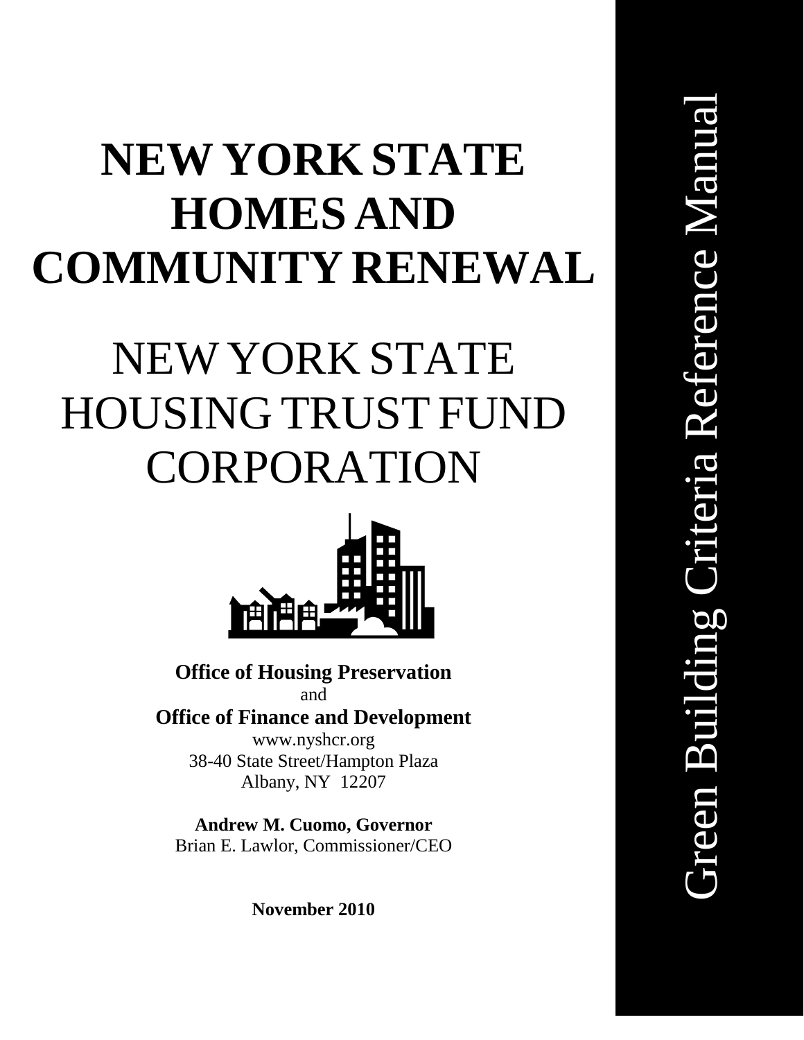# NEW YORK STATE HOMES AND COMMUNITY RENEWAL

## NEW YORK STATE HOUSING TRUST FUND CORPORATION

**Office of Housing Preservation**
and
**Office of Finance and Development**
www.nyshcr.org
38-40 State Street/Hampton Plaza
Albany, NY 12207

**Andrew M. Cuomo, Governor**
Brian E. Lawlor, Commissioner/CEO

**November 2010**

Green Building Criteria Reference Manual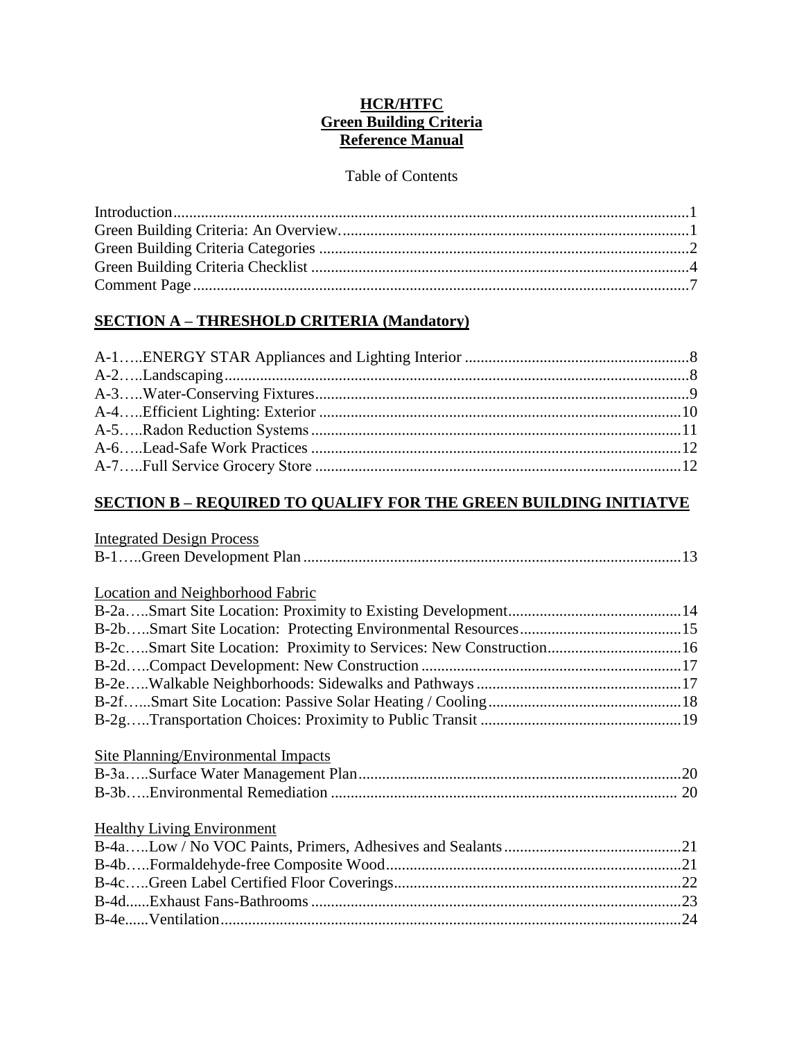**HCR/HTFC**
**Green Building Criteria**
**Reference Manual**

Table of Contents

Introduction....................................................................................................................1
Green Building Criteria: An Overview..........................................................................1
Green Building Criteria Categories ...............................................................................2
Green Building Criteria Checklist .................................................................................4
Comment Page................................................................................................................7

## SECTION A – THRESHOLD CRITERIA (Mandatory)

A-1…..ENERGY STAR Appliances and Lighting Interior ..........................................8
A-2…..Landscaping........................................................................................................8
A-3…..Water-Conserving Fixtures..................................................................................9
A-4…..Efficient Lighting: Exterior ................................................................................10
A-5…..Radon Reduction Systems ................................................................................11
A-6…..Lead-Safe Work Practices ................................................................................12
A-7…..Full Service Grocery Store ...............................................................................12

## SECTION B – REQUIRED TO QUALIFY FOR THE GREEN BUILDING INITIATVE

Integrated Design Process

B-1…..Green Development Plan .................................................................................13

Location and Neighborhood Fabric

B-2a…..Smart Site Location: Proximity to Existing Development.............................14
B-2b…..Smart Site Location: Protecting Environmental Resources...........................15
B-2c…..Smart Site Location: Proximity to Services: New Construction....................16
B-2d…..Compact Development: New Construction ...................................................17
B-2e…..Walkable Neighborhoods: Sidewalks and Pathways ......................................17
B-2f…...Smart Site Location: Passive Solar Heating / Cooling...................................18
B-2g…..Transportation Choices: Proximity to Public Transit .....................................19

Site Planning/Environmental Impacts

B-3a…..Surface Water Management Plan....................................................................20
B-3b…..Environmental Remediation ........................................................................... 20

Healthy Living Environment

B-4a…..Low / No VOC Paints, Primers, Adhesives and Sealants................................21
B-4b…..Formaldehyde-free Composite Wood.............................................................21
B-4c…..Green Label Certified Floor Coverings...........................................................22
B-4d......Exhaust Fans-Bathrooms ...............................................................................23
B-4e......Ventilation......................................................................................................24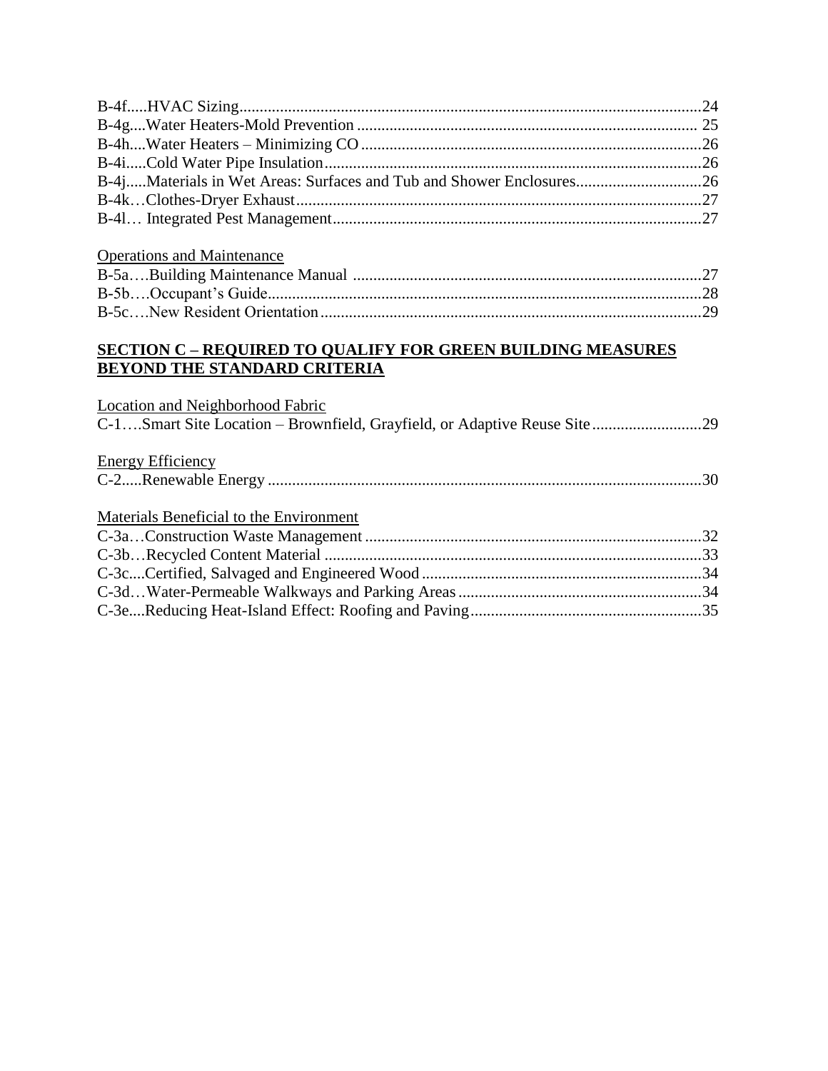B-4f.....HVAC Sizing.................................................................................................................24
B-4g....Water Heaters-Mold Prevention ................................................................................... 25
B-4h....Water Heaters – Minimizing CO ...................................................................................26
B-4i.....Cold Water Pipe Insulation............................................................................................26
B-4j.....Materials in Wet Areas: Surfaces and Tub and Shower Enclosures...............................26
B-4k…Clothes-Dryer Exhaust...................................................................................................27
B-4l… Integrated Pest Management..........................................................................................27

Operations and Maintenance

B-5a….Building Maintenance Manual .....................................................................................27
B-5b….Occupant's Guide..........................................................................................................28
B-5c….New Resident Orientation.............................................................................................29

**SECTION C – REQUIRED TO QUALIFY FOR GREEN BUILDING MEASURES BEYOND THE STANDARD CRITERIA**

Location and Neighborhood Fabric

C-1….Smart Site Location – Brownfield, Grayfield, or Adaptive Reuse Site..........................29

Energy Efficiency

C-2.....Renewable Energy ..........................................................................................................30

Materials Beneficial to the Environment

C-3a…Construction Waste Management..................................................................................32
C-3b…Recycled Content Material ............................................................................................33
C-3c....Certified, Salvaged and Engineered Wood.....................................................................34
C-3d…Water-Permeable Walkways and Parking Areas............................................................34
C-3e....Reducing Heat-Island Effect: Roofing and Paving.........................................................35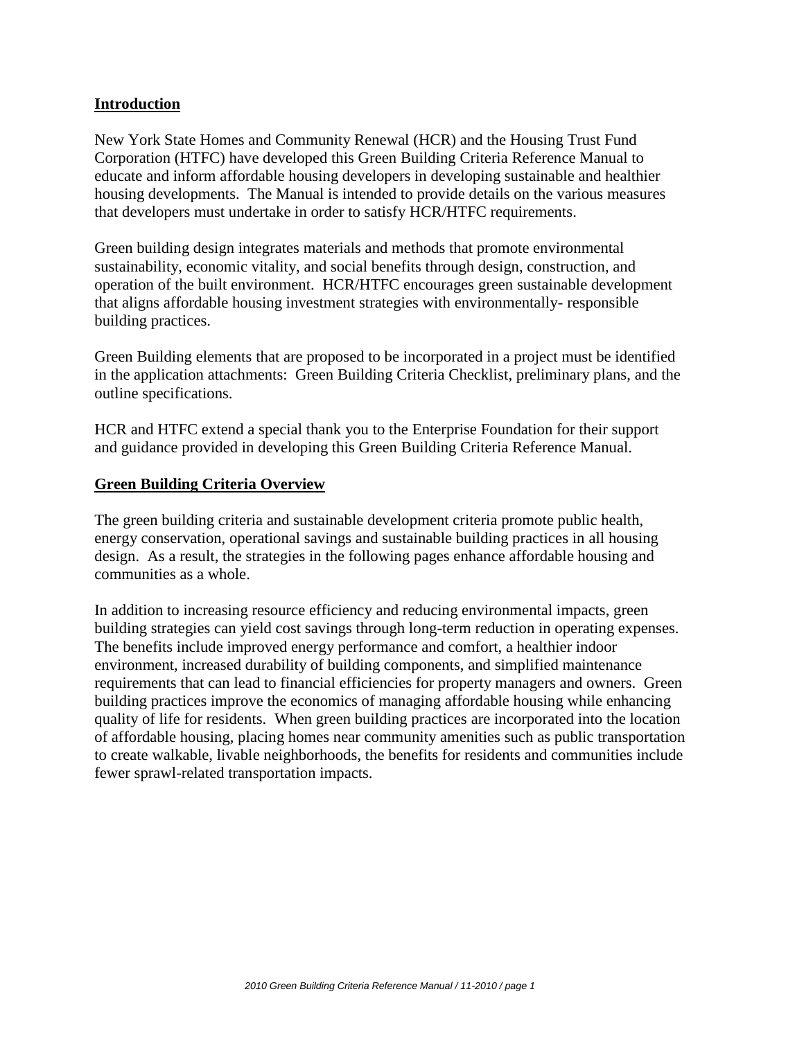## Introduction

New York State Homes and Community Renewal (HCR) and the Housing Trust Fund Corporation (HTFC) have developed this Green Building Criteria Reference Manual to educate and inform affordable housing developers in developing sustainable and healthier housing developments. The Manual is intended to provide details on the various measures that developers must undertake in order to satisfy HCR/HTFC requirements.

Green building design integrates materials and methods that promote environmental sustainability, economic vitality, and social benefits through design, construction, and operation of the built environment. HCR/HTFC encourages green sustainable development that aligns affordable housing investment strategies with environmentally- responsible building practices.

Green Building elements that are proposed to be incorporated in a project must be identified in the application attachments: Green Building Criteria Checklist, preliminary plans, and the outline specifications.

HCR and HTFC extend a special thank you to the Enterprise Foundation for their support and guidance provided in developing this Green Building Criteria Reference Manual.

## Green Building Criteria Overview

The green building criteria and sustainable development criteria promote public health, energy conservation, operational savings and sustainable building practices in all housing design. As a result, the strategies in the following pages enhance affordable housing and communities as a whole.

In addition to increasing resource efficiency and reducing environmental impacts, green building strategies can yield cost savings through long-term reduction in operating expenses. The benefits include improved energy performance and comfort, a healthier indoor environment, increased durability of building components, and simplified maintenance requirements that can lead to financial efficiencies for property managers and owners. Green building practices improve the economics of managing affordable housing while enhancing quality of life for residents. When green building practices are incorporated into the location of affordable housing, placing homes near community amenities such as public transportation to create walkable, livable neighborhoods, the benefits for residents and communities include fewer sprawl-related transportation impacts.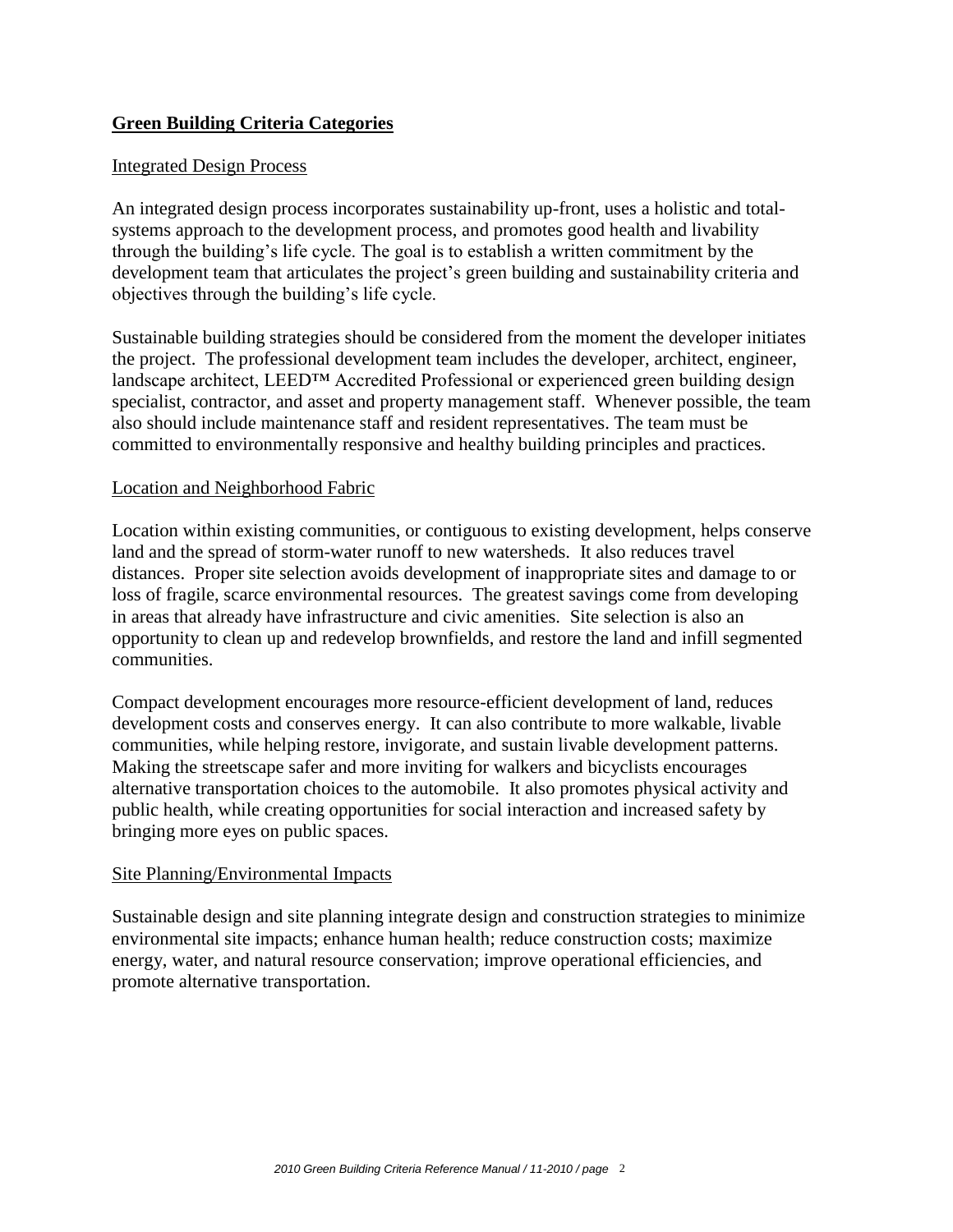## Green Building Criteria Categories

### Integrated Design Process

An integrated design process incorporates sustainability up-front, uses a holistic and total-systems approach to the development process, and promotes good health and livability through the building's life cycle. The goal is to establish a written commitment by the development team that articulates the project's green building and sustainability criteria and objectives through the building's life cycle.

Sustainable building strategies should be considered from the moment the developer initiates the project. The professional development team includes the developer, architect, engineer, landscape architect, LEED™ Accredited Professional or experienced green building design specialist, contractor, and asset and property management staff. Whenever possible, the team also should include maintenance staff and resident representatives. The team must be committed to environmentally responsive and healthy building principles and practices.

### Location and Neighborhood Fabric

Location within existing communities, or contiguous to existing development, helps conserve land and the spread of storm-water runoff to new watersheds. It also reduces travel distances. Proper site selection avoids development of inappropriate sites and damage to or loss of fragile, scarce environmental resources. The greatest savings come from developing in areas that already have infrastructure and civic amenities. Site selection is also an opportunity to clean up and redevelop brownfields, and restore the land and infill segmented communities.

Compact development encourages more resource-efficient development of land, reduces development costs and conserves energy. It can also contribute to more walkable, livable communities, while helping restore, invigorate, and sustain livable development patterns. Making the streetscape safer and more inviting for walkers and bicyclists encourages alternative transportation choices to the automobile. It also promotes physical activity and public health, while creating opportunities for social interaction and increased safety by bringing more eyes on public spaces.

### Site Planning/Environmental Impacts

Sustainable design and site planning integrate design and construction strategies to minimize environmental site impacts; enhance human health; reduce construction costs; maximize energy, water, and natural resource conservation; improve operational efficiencies, and promote alternative transportation.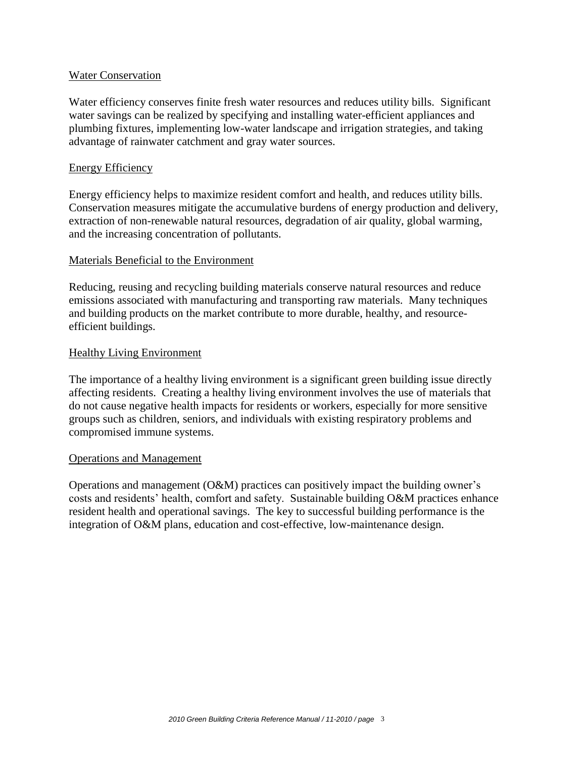## Water Conservation

Water efficiency conserves finite fresh water resources and reduces utility bills. Significant water savings can be realized by specifying and installing water-efficient appliances and plumbing fixtures, implementing low-water landscape and irrigation strategies, and taking advantage of rainwater catchment and gray water sources.

## Energy Efficiency

Energy efficiency helps to maximize resident comfort and health, and reduces utility bills. Conservation measures mitigate the accumulative burdens of energy production and delivery, extraction of non-renewable natural resources, degradation of air quality, global warming, and the increasing concentration of pollutants.

## Materials Beneficial to the Environment

Reducing, reusing and recycling building materials conserve natural resources and reduce emissions associated with manufacturing and transporting raw materials. Many techniques and building products on the market contribute to more durable, healthy, and resource-efficient buildings.

## Healthy Living Environment

The importance of a healthy living environment is a significant green building issue directly affecting residents. Creating a healthy living environment involves the use of materials that do not cause negative health impacts for residents or workers, especially for more sensitive groups such as children, seniors, and individuals with existing respiratory problems and compromised immune systems.

## Operations and Management

Operations and management (O&M) practices can positively impact the building owner's costs and residents' health, comfort and safety. Sustainable building O&M practices enhance resident health and operational savings. The key to successful building performance is the integration of O&M plans, education and cost-effective, low-maintenance design.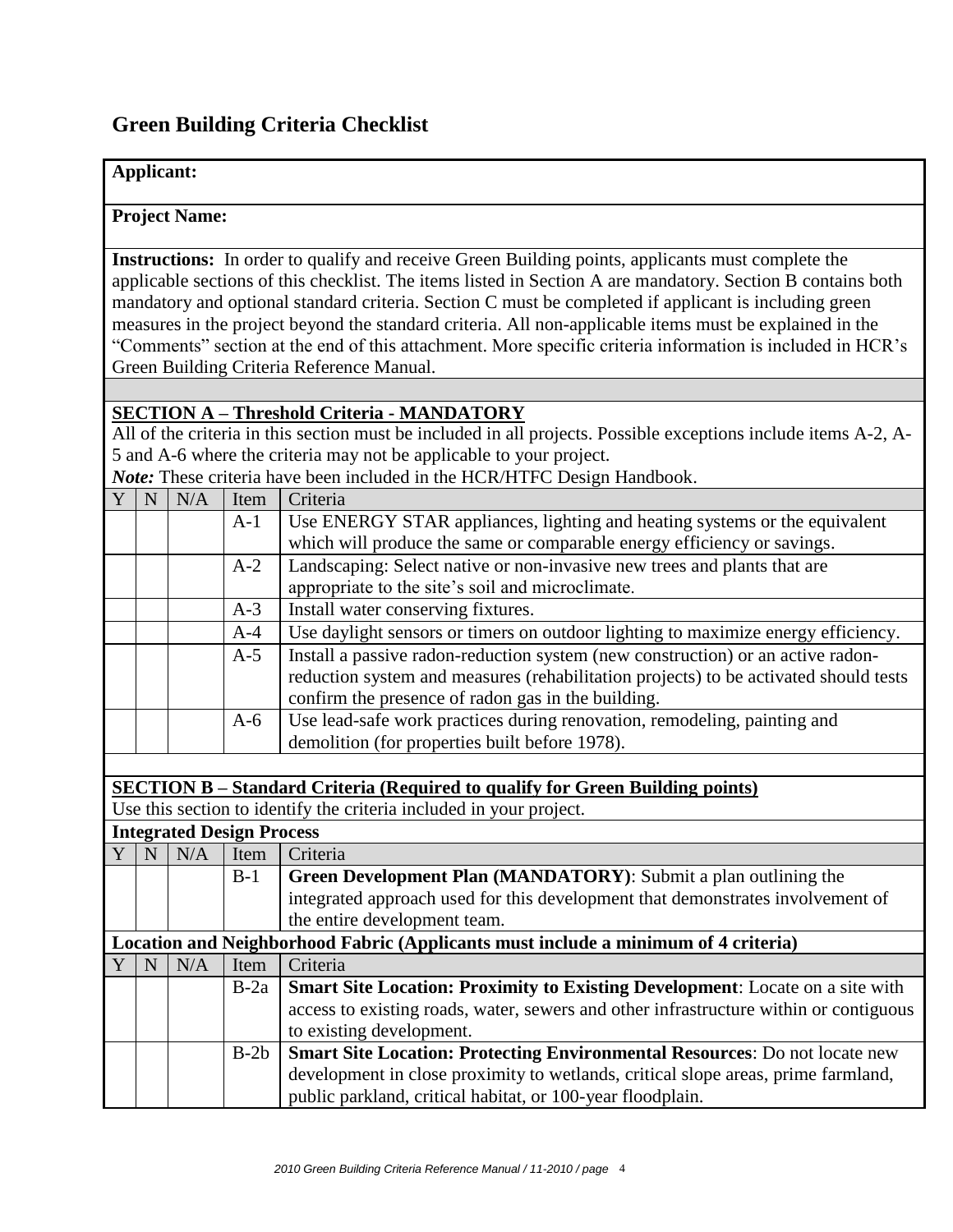## Green Building Criteria Checklist

**Applicant:**

**Project Name:**

**Instructions:** In order to qualify and receive Green Building points, applicants must complete the applicable sections of this checklist. The items listed in Section A are mandatory. Section B contains both mandatory and optional standard criteria. Section C must be completed if applicant is including green measures in the project beyond the standard criteria. All non-applicable items must be explained in the "Comments" section at the end of this attachment. More specific criteria information is included in HCR's Green Building Criteria Reference Manual.

**SECTION A – Threshold Criteria - MANDATORY**

All of the criteria in this section must be included in all projects. Possible exceptions include items A-2, A-5 and A-6 where the criteria may not be applicable to your project.

***Note:*** These criteria have been included in the HCR/HTFC Design Handbook.

| Y | N | N/A | Item | Criteria |
|---|---|---|---|---|
| | | | A-1 | Use ENERGY STAR appliances, lighting and heating systems or the equivalent which will produce the same or comparable energy efficiency or savings. |
| | | | A-2 | Landscaping: Select native or non-invasive new trees and plants that are appropriate to the site's soil and microclimate. |
| | | | A-3 | Install water conserving fixtures. |
| | | | A-4 | Use daylight sensors or timers on outdoor lighting to maximize energy efficiency. |
| | | | A-5 | Install a passive radon-reduction system (new construction) or an active radon-reduction system and measures (rehabilitation projects) to be activated should tests confirm the presence of radon gas in the building. |
| | | | A-6 | Use lead-safe work practices during renovation, remodeling, painting and demolition (for properties built before 1978). |

**SECTION B – Standard Criteria (Required to qualify for Green Building points)**

Use this section to identify the criteria included in your project.

**Integrated Design Process**

| Y | N | N/A | Item | Criteria |
|---|---|---|---|---|
| | | | B-1 | **Green Development Plan (MANDATORY)**: Submit a plan outlining the integrated approach used for this development that demonstrates involvement of the entire development team. |

**Location and Neighborhood Fabric (Applicants must include a minimum of 4 criteria)**

| Y | N | N/A | Item | Criteria |
|---|---|---|---|---|
| | | | B-2a | **Smart Site Location: Proximity to Existing Development**: Locate on a site with access to existing roads, water, sewers and other infrastructure within or contiguous to existing development. |
| | | | B-2b | **Smart Site Location: Protecting Environmental Resources**: Do not locate new development in close proximity to wetlands, critical slope areas, prime farmland, public parkland, critical habitat, or 100-year floodplain. |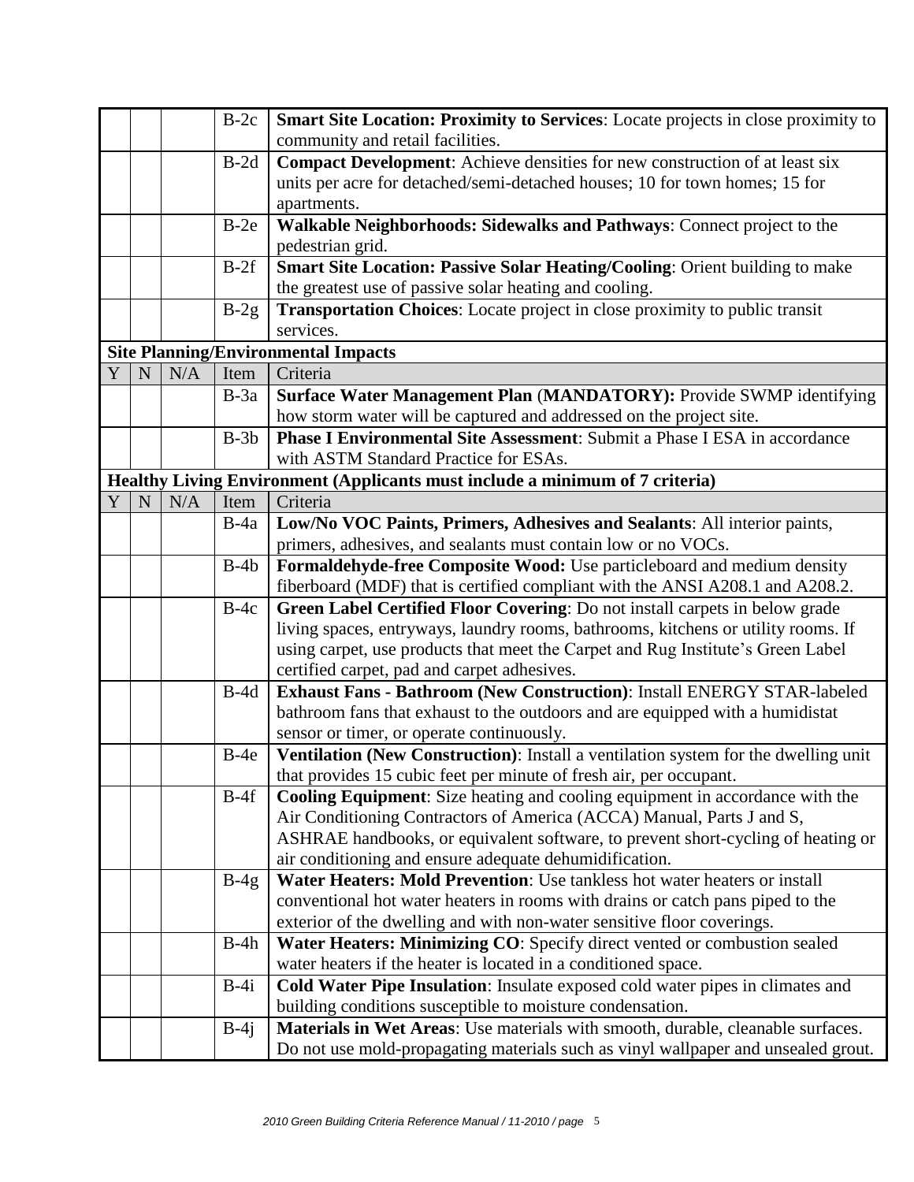| Y | N | N/A | Item | Criteria |
|---|---|---|---|---|
| | | | B-2c | **Smart Site Location: Proximity to Services**: Locate projects in close proximity to community and retail facilities. |
| | | | B-2d | **Compact Development**: Achieve densities for new construction of at least six units per acre for detached/semi-detached houses; 10 for town homes; 15 for apartments. |
| | | | B-2e | **Walkable Neighborhoods: Sidewalks and Pathways**: Connect project to the pedestrian grid. |
| | | | B-2f | **Smart Site Location: Passive Solar Heating/Cooling**: Orient building to make the greatest use of passive solar heating and cooling. |
| | | | B-2g | **Transportation Choices**: Locate project in close proximity to public transit services. |

**Site Planning/Environmental Impacts**

| Y | N | N/A | Item | Criteria |
|---|---|---|---|---|
| | | | B-3a | **Surface Water Management Plan (MANDATORY):** Provide SWMP identifying how storm water will be captured and addressed on the project site. |
| | | | B-3b | **Phase I Environmental Site Assessment**: Submit a Phase I ESA in accordance with ASTM Standard Practice for ESAs. |

**Healthy Living Environment (Applicants must include a minimum of 7 criteria)**

| Y | N | N/A | Item | Criteria |
|---|---|---|---|---|
| | | | B-4a | **Low/No VOC Paints, Primers, Adhesives and Sealants**: All interior paints, primers, adhesives, and sealants must contain low or no VOCs. |
| | | | B-4b | **Formaldehyde-free Composite Wood:** Use particleboard and medium density fiberboard (MDF) that is certified compliant with the ANSI A208.1 and A208.2. |
| | | | B-4c | **Green Label Certified Floor Covering**: Do not install carpets in below grade living spaces, entryways, laundry rooms, bathrooms, kitchens or utility rooms. If using carpet, use products that meet the Carpet and Rug Institute's Green Label certified carpet, pad and carpet adhesives. |
| | | | B-4d | **Exhaust Fans - Bathroom (New Construction)**: Install ENERGY STAR-labeled bathroom fans that exhaust to the outdoors and are equipped with a humidistat sensor or timer, or operate continuously. |
| | | | B-4e | **Ventilation (New Construction)**: Install a ventilation system for the dwelling unit that provides 15 cubic feet per minute of fresh air, per occupant. |
| | | | B-4f | **Cooling Equipment**: Size heating and cooling equipment in accordance with the Air Conditioning Contractors of America (ACCA) Manual, Parts J and S, ASHRAE handbooks, or equivalent software, to prevent short-cycling of heating or air conditioning and ensure adequate dehumidification. |
| | | | B-4g | **Water Heaters: Mold Prevention**: Use tankless hot water heaters or install conventional hot water heaters in rooms with drains or catch pans piped to the exterior of the dwelling and with non-water sensitive floor coverings. |
| | | | B-4h | **Water Heaters: Minimizing CO**: Specify direct vented or combustion sealed water heaters if the heater is located in a conditioned space. |
| | | | B-4i | **Cold Water Pipe Insulation**: Insulate exposed cold water pipes in climates and building conditions susceptible to moisture condensation. |
| | | | B-4j | **Materials in Wet Areas**: Use materials with smooth, durable, cleanable surfaces. Do not use mold-propagating materials such as vinyl wallpaper and unsealed grout. |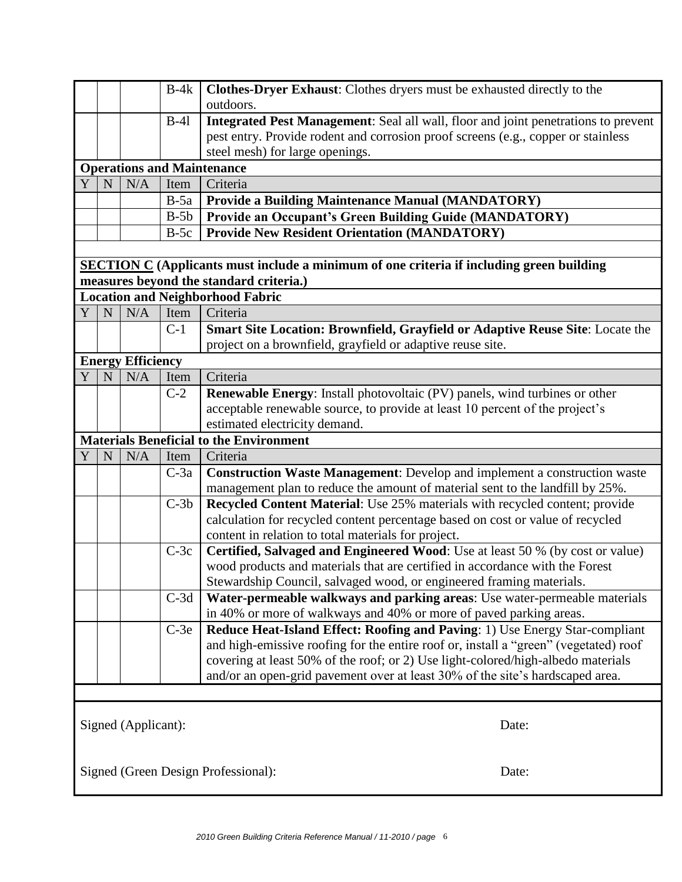| Y | N | N/A | Item | Criteria |
|---|---|---|---|---|
| | | | B-4k | **Clothes-Dryer Exhaust**: Clothes dryers must be exhausted directly to the outdoors. |
| | | | B-4l | **Integrated Pest Management**: Seal all wall, floor and joint penetrations to prevent pest entry. Provide rodent and corrosion proof screens (e.g., copper or stainless steel mesh) for large openings. |

**Operations and Maintenance**

| Y | N | N/A | Item | Criteria |
|---|---|---|---|---|
| | | | B-5a | **Provide a Building Maintenance Manual (MANDATORY)** |
| | | | B-5b | **Provide an Occupant's Green Building Guide (MANDATORY)** |
| | | | B-5c | **Provide New Resident Orientation (MANDATORY)** |

**SECTION C (Applicants must include a minimum of one criteria if including green building measures beyond the standard criteria.)**

**Location and Neighborhood Fabric**

| Y | N | N/A | Item | Criteria |
|---|---|---|---|---|
| | | | C-1 | **Smart Site Location: Brownfield, Grayfield or Adaptive Reuse Site**: Locate the project on a brownfield, grayfield or adaptive reuse site. |

**Energy Efficiency**

| Y | N | N/A | Item | Criteria |
|---|---|---|---|---|
| | | | C-2 | **Renewable Energy**: Install photovoltaic (PV) panels, wind turbines or other acceptable renewable source, to provide at least 10 percent of the project's estimated electricity demand. |

**Materials Beneficial to the Environment**

| Y | N | N/A | Item | Criteria |
|---|---|---|---|---|
| | | | C-3a | **Construction Waste Management**: Develop and implement a construction waste management plan to reduce the amount of material sent to the landfill by 25%. |
| | | | C-3b | **Recycled Content Material**: Use 25% materials with recycled content; provide calculation for recycled content percentage based on cost or value of recycled content in relation to total materials for project. |
| | | | C-3c | **Certified, Salvaged and Engineered Wood**: Use at least 50 % (by cost or value) wood products and materials that are certified in accordance with the Forest Stewardship Council, salvaged wood, or engineered framing materials. |
| | | | C-3d | **Water-permeable walkways and parking areas**: Use water-permeable materials in 40% or more of walkways and 40% or more of paved parking areas. |
| | | | C-3e | **Reduce Heat-Island Effect: Roofing and Paving**: 1) Use Energy Star-compliant and high-emissive roofing for the entire roof or, install a "green" (vegetated) roof covering at least 50% of the roof; or 2) Use light-colored/high-albedo materials and/or an open-grid pavement over at least 30% of the site's hardscaped area. |

Signed (Applicant): Date:

Signed (Green Design Professional): Date: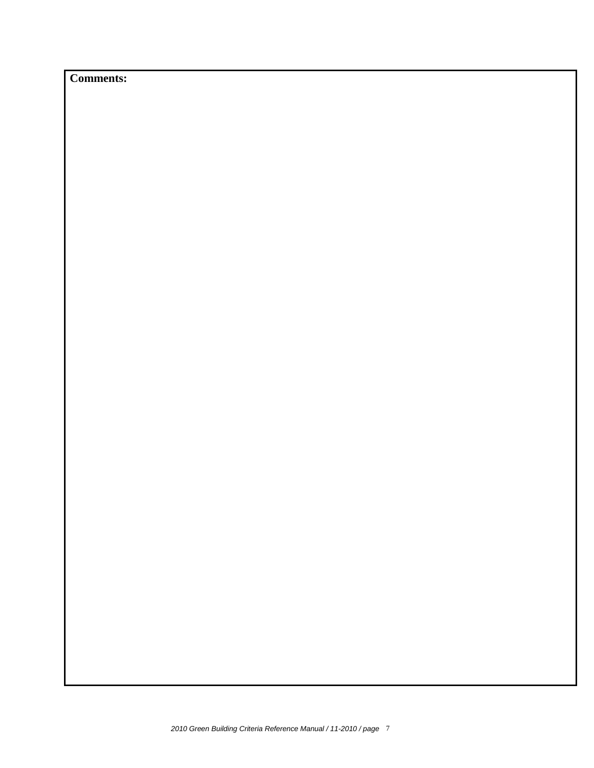**Comments:**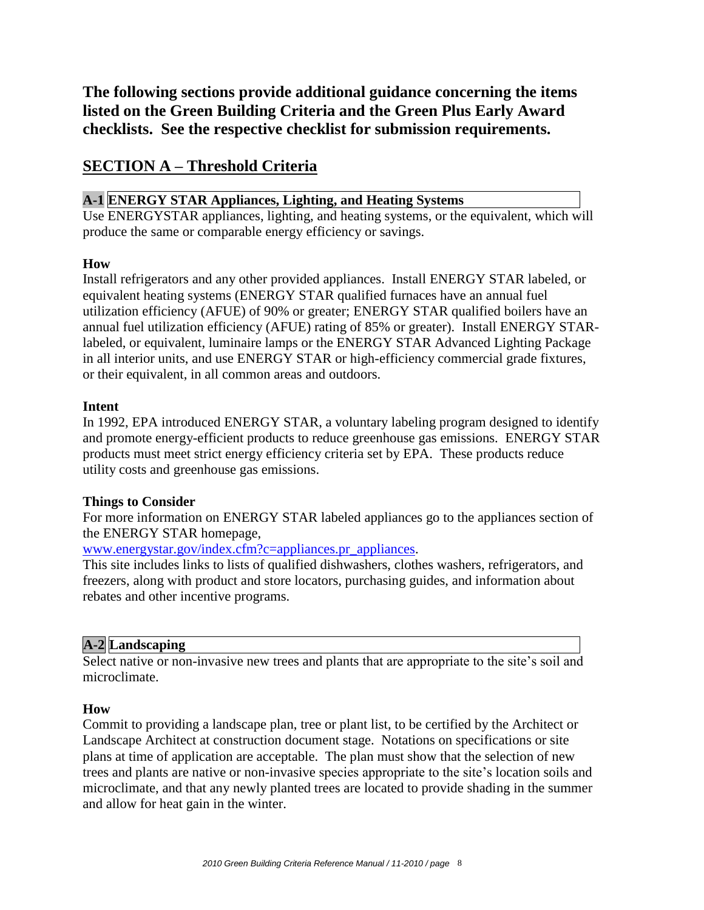**The following sections provide additional guidance concerning the items listed on the Green Building Criteria and the Green Plus Early Award checklists. See the respective checklist for submission requirements.**

## SECTION A – Threshold Criteria

### A-1 ENERGY STAR Appliances, Lighting, and Heating Systems

Use ENERGYSTAR appliances, lighting, and heating systems, or the equivalent, which will produce the same or comparable energy efficiency or savings.

**How**

Install refrigerators and any other provided appliances. Install ENERGY STAR labeled, or equivalent heating systems (ENERGY STAR qualified furnaces have an annual fuel utilization efficiency (AFUE) of 90% or greater; ENERGY STAR qualified boilers have an annual fuel utilization efficiency (AFUE) rating of 85% or greater). Install ENERGY STAR-labeled, or equivalent, luminaire lamps or the ENERGY STAR Advanced Lighting Package in all interior units, and use ENERGY STAR or high-efficiency commercial grade fixtures, or their equivalent, in all common areas and outdoors.

**Intent**

In 1992, EPA introduced ENERGY STAR, a voluntary labeling program designed to identify and promote energy-efficient products to reduce greenhouse gas emissions. ENERGY STAR products must meet strict energy efficiency criteria set by EPA. These products reduce utility costs and greenhouse gas emissions.

**Things to Consider**

For more information on ENERGY STAR labeled appliances go to the appliances section of the ENERGY STAR homepage, www.energystar.gov/index.cfm?c=appliances.pr_appliances.

This site includes links to lists of qualified dishwashers, clothes washers, refrigerators, and freezers, along with product and store locators, purchasing guides, and information about rebates and other incentive programs.

### A-2 Landscaping

Select native or non-invasive new trees and plants that are appropriate to the site's soil and microclimate.

**How**

Commit to providing a landscape plan, tree or plant list, to be certified by the Architect or Landscape Architect at construction document stage. Notations on specifications or site plans at time of application are acceptable. The plan must show that the selection of new trees and plants are native or non-invasive species appropriate to the site's location soils and microclimate, and that any newly planted trees are located to provide shading in the summer and allow for heat gain in the winter.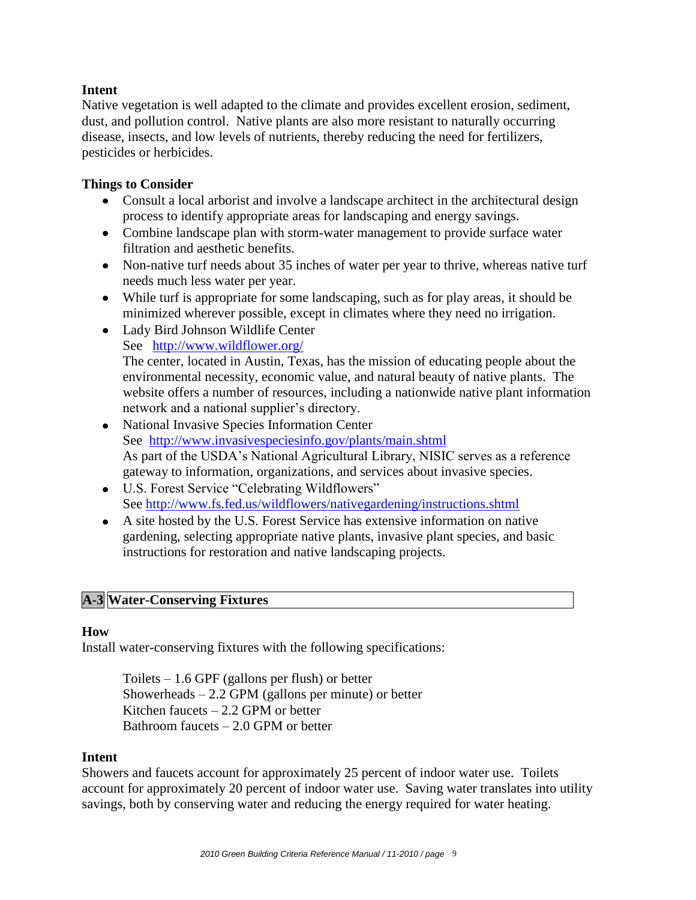**Intent**

Native vegetation is well adapted to the climate and provides excellent erosion, sediment, dust, and pollution control. Native plants are also more resistant to naturally occurring disease, insects, and low levels of nutrients, thereby reducing the need for fertilizers, pesticides or herbicides.

**Things to Consider**

- Consult a local arborist and involve a landscape architect in the architectural design process to identify appropriate areas for landscaping and energy savings.
- Combine landscape plan with storm-water management to provide surface water filtration and aesthetic benefits.
- Non-native turf needs about 35 inches of water per year to thrive, whereas native turf needs much less water per year.
- While turf is appropriate for some landscaping, such as for play areas, it should be minimized wherever possible, except in climates where they need no irrigation.
- Lady Bird Johnson Wildlife Center
  See [http://www.wildflower.org/](http://www.wildflower.org/)
  The center, located in Austin, Texas, has the mission of educating people about the environmental necessity, economic value, and natural beauty of native plants. The website offers a number of resources, including a nationwide native plant information network and a national supplier's directory.
- National Invasive Species Information Center
  See [http://www.invasivespeciesinfo.gov/plants/main.shtml](http://www.invasivespeciesinfo.gov/plants/main.shtml)
  As part of the USDA's National Agricultural Library, NISIC serves as a reference gateway to information, organizations, and services about invasive species.
- U.S. Forest Service "Celebrating Wildflowers"
  See [http://www.fs.fed.us/wildflowers/nativegardening/instructions.shtml](http://www.fs.fed.us/wildflowers/nativegardening/instructions.shtml)
- A site hosted by the U.S. Forest Service has extensive information on native gardening, selecting appropriate native plants, invasive plant species, and basic instructions for restoration and native landscaping projects.

## A-3 Water-Conserving Fixtures

**How**

Install water-conserving fixtures with the following specifications:

Toilets – 1.6 GPF (gallons per flush) or better
Showerheads – 2.2 GPM (gallons per minute) or better
Kitchen faucets – 2.2 GPM or better
Bathroom faucets – 2.0 GPM or better

**Intent**

Showers and faucets account for approximately 25 percent of indoor water use. Toilets account for approximately 20 percent of indoor water use. Saving water translates into utility savings, both by conserving water and reducing the energy required for water heating.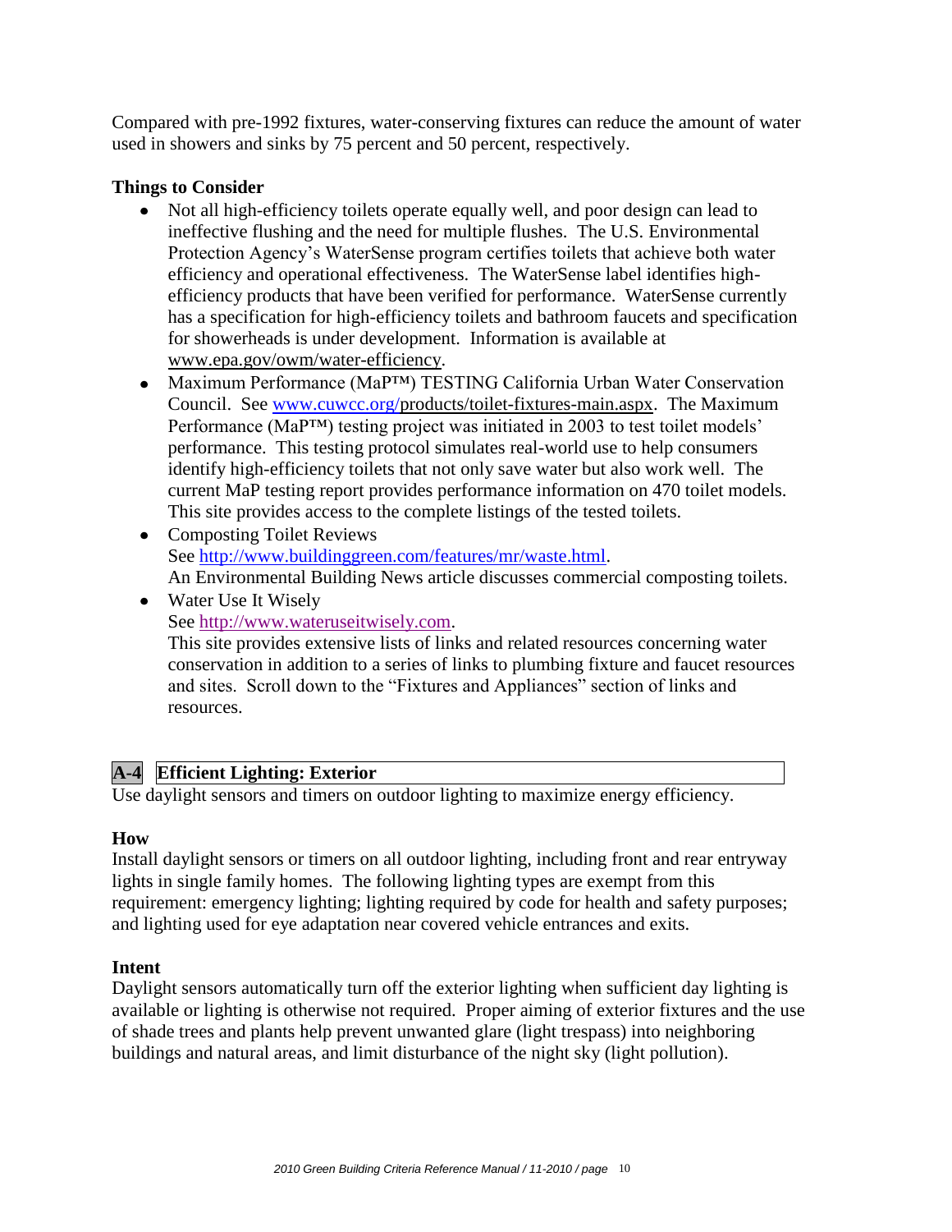Compared with pre-1992 fixtures, water-conserving fixtures can reduce the amount of water used in showers and sinks by 75 percent and 50 percent, respectively.

**Things to Consider**

- Not all high-efficiency toilets operate equally well, and poor design can lead to ineffective flushing and the need for multiple flushes. The U.S. Environmental Protection Agency's WaterSense program certifies toilets that achieve both water efficiency and operational effectiveness. The WaterSense label identifies high-efficiency products that have been verified for performance. WaterSense currently has a specification for high-efficiency toilets and bathroom faucets and specification for showerheads is under development. Information is available at www.epa.gov/owm/water-efficiency.
- Maximum Performance (MaP™) TESTING California Urban Water Conservation Council. See www.cuwcc.org/products/toilet-fixtures-main.aspx. The Maximum Performance (MaP™) testing project was initiated in 2003 to test toilet models' performance. This testing protocol simulates real-world use to help consumers identify high-efficiency toilets that not only save water but also work well. The current MaP testing report provides performance information on 470 toilet models. This site provides access to the complete listings of the tested toilets.
- Composting Toilet Reviews
  See http://www.buildinggreen.com/features/mr/waste.html.
  An Environmental Building News article discusses commercial composting toilets.
- Water Use It Wisely
  See http://www.wateruseitwisely.com.
  This site provides extensive lists of links and related resources concerning water conservation in addition to a series of links to plumbing fixture and faucet resources and sites. Scroll down to the "Fixtures and Appliances" section of links and resources.

## A-4 Efficient Lighting: Exterior

Use daylight sensors and timers on outdoor lighting to maximize energy efficiency.

**How**

Install daylight sensors or timers on all outdoor lighting, including front and rear entryway lights in single family homes. The following lighting types are exempt from this requirement: emergency lighting; lighting required by code for health and safety purposes; and lighting used for eye adaptation near covered vehicle entrances and exits.

**Intent**

Daylight sensors automatically turn off the exterior lighting when sufficient day lighting is available or lighting is otherwise not required. Proper aiming of exterior fixtures and the use of shade trees and plants help prevent unwanted glare (light trespass) into neighboring buildings and natural areas, and limit disturbance of the night sky (light pollution).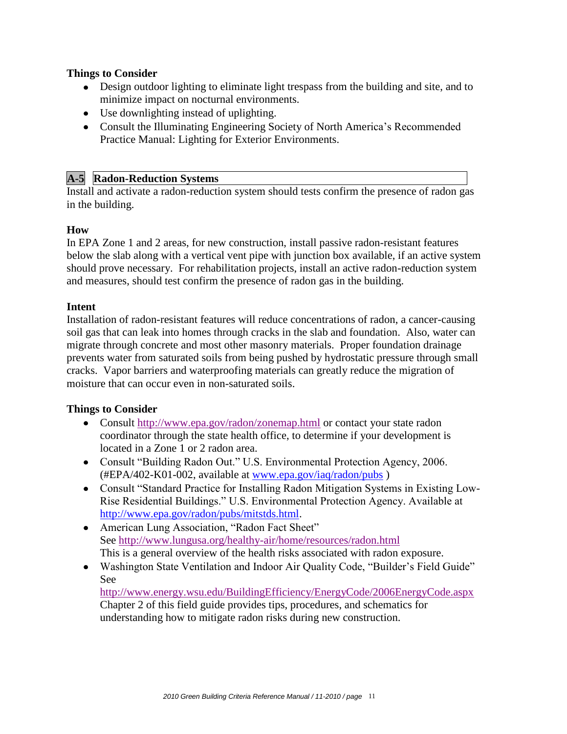**Things to Consider**

- Design outdoor lighting to eliminate light trespass from the building and site, and to minimize impact on nocturnal environments.
- Use downlighting instead of uplighting.
- Consult the Illuminating Engineering Society of North America's Recommended Practice Manual: Lighting for Exterior Environments.

## A-5 Radon-Reduction Systems

Install and activate a radon-reduction system should tests confirm the presence of radon gas in the building.

**How**

In EPA Zone 1 and 2 areas, for new construction, install passive radon-resistant features below the slab along with a vertical vent pipe with junction box available, if an active system should prove necessary. For rehabilitation projects, install an active radon-reduction system and measures, should test confirm the presence of radon gas in the building.

**Intent**

Installation of radon-resistant features will reduce concentrations of radon, a cancer-causing soil gas that can leak into homes through cracks in the slab and foundation. Also, water can migrate through concrete and most other masonry materials. Proper foundation drainage prevents water from saturated soils from being pushed by hydrostatic pressure through small cracks. Vapor barriers and waterproofing materials can greatly reduce the migration of moisture that can occur even in non-saturated soils.

**Things to Consider**

- Consult http://www.epa.gov/radon/zonemap.html or contact your state radon coordinator through the state health office, to determine if your development is located in a Zone 1 or 2 radon area.
- Consult "Building Radon Out." U.S. Environmental Protection Agency, 2006. (#EPA/402-K01-002, available at www.epa.gov/iaq/radon/pubs )
- Consult "Standard Practice for Installing Radon Mitigation Systems in Existing Low-Rise Residential Buildings." U.S. Environmental Protection Agency. Available at http://www.epa.gov/radon/pubs/mitstds.html.
- American Lung Association, "Radon Fact Sheet"
  See http://www.lungusa.org/healthy-air/home/resources/radon.html
  This is a general overview of the health risks associated with radon exposure.
- Washington State Ventilation and Indoor Air Quality Code, "Builder's Field Guide" See http://www.energy.wsu.edu/BuildingEfficiency/EnergyCode/2006EnergyCode.aspx
  Chapter 2 of this field guide provides tips, procedures, and schematics for understanding how to mitigate radon risks during new construction.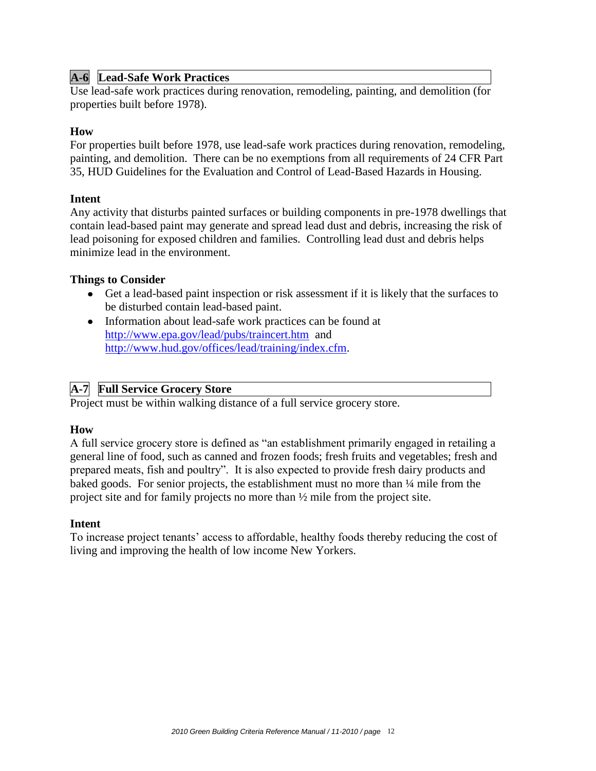## A-6 Lead-Safe Work Practices

Use lead-safe work practices during renovation, remodeling, painting, and demolition (for properties built before 1978).

**How**

For properties built before 1978, use lead-safe work practices during renovation, remodeling, painting, and demolition. There can be no exemptions from all requirements of 24 CFR Part 35, HUD Guidelines for the Evaluation and Control of Lead-Based Hazards in Housing.

**Intent**

Any activity that disturbs painted surfaces or building components in pre-1978 dwellings that contain lead-based paint may generate and spread lead dust and debris, increasing the risk of lead poisoning for exposed children and families. Controlling lead dust and debris helps minimize lead in the environment.

**Things to Consider**

- Get a lead-based paint inspection or risk assessment if it is likely that the surfaces to be disturbed contain lead-based paint.
- Information about lead-safe work practices can be found at http://www.epa.gov/lead/pubs/traincert.htm and http://www.hud.gov/offices/lead/training/index.cfm.

## A-7 Full Service Grocery Store

Project must be within walking distance of a full service grocery store.

**How**

A full service grocery store is defined as "an establishment primarily engaged in retailing a general line of food, such as canned and frozen foods; fresh fruits and vegetables; fresh and prepared meats, fish and poultry". It is also expected to provide fresh dairy products and baked goods. For senior projects, the establishment must no more than ¼ mile from the project site and for family projects no more than ½ mile from the project site.

**Intent**

To increase project tenants' access to affordable, healthy foods thereby reducing the cost of living and improving the health of low income New Yorkers.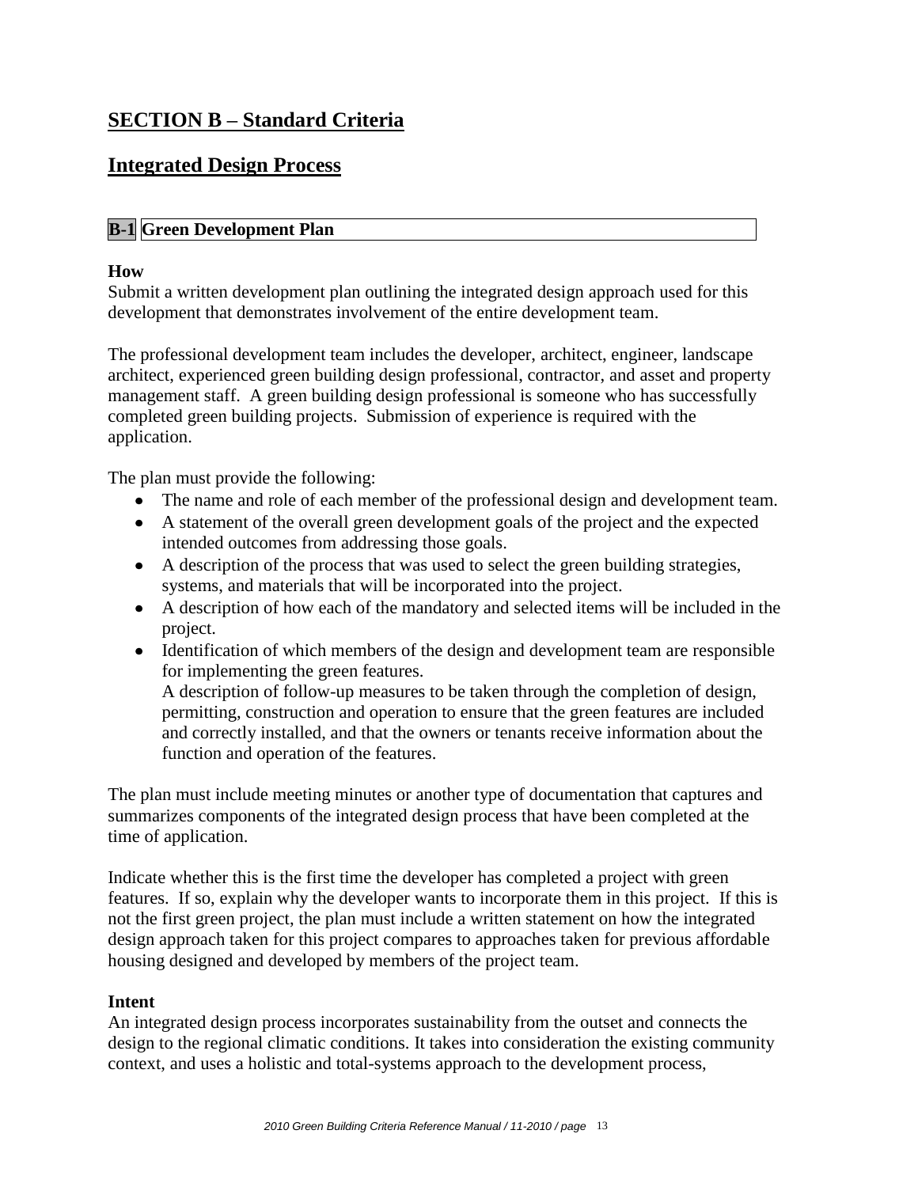## SECTION B – Standard Criteria

## Integrated Design Process

### B-1 Green Development Plan

**How**

Submit a written development plan outlining the integrated design approach used for this development that demonstrates involvement of the entire development team.

The professional development team includes the developer, architect, engineer, landscape architect, experienced green building design professional, contractor, and asset and property management staff. A green building design professional is someone who has successfully completed green building projects. Submission of experience is required with the application.

The plan must provide the following:

- The name and role of each member of the professional design and development team.
- A statement of the overall green development goals of the project and the expected intended outcomes from addressing those goals.
- A description of the process that was used to select the green building strategies, systems, and materials that will be incorporated into the project.
- A description of how each of the mandatory and selected items will be included in the project.
- Identification of which members of the design and development team are responsible for implementing the green features.
  A description of follow-up measures to be taken through the completion of design, permitting, construction and operation to ensure that the green features are included and correctly installed, and that the owners or tenants receive information about the function and operation of the features.

The plan must include meeting minutes or another type of documentation that captures and summarizes components of the integrated design process that have been completed at the time of application.

Indicate whether this is the first time the developer has completed a project with green features. If so, explain why the developer wants to incorporate them in this project. If this is not the first green project, the plan must include a written statement on how the integrated design approach taken for this project compares to approaches taken for previous affordable housing designed and developed by members of the project team.

**Intent**

An integrated design process incorporates sustainability from the outset and connects the design to the regional climatic conditions. It takes into consideration the existing community context, and uses a holistic and total-systems approach to the development process,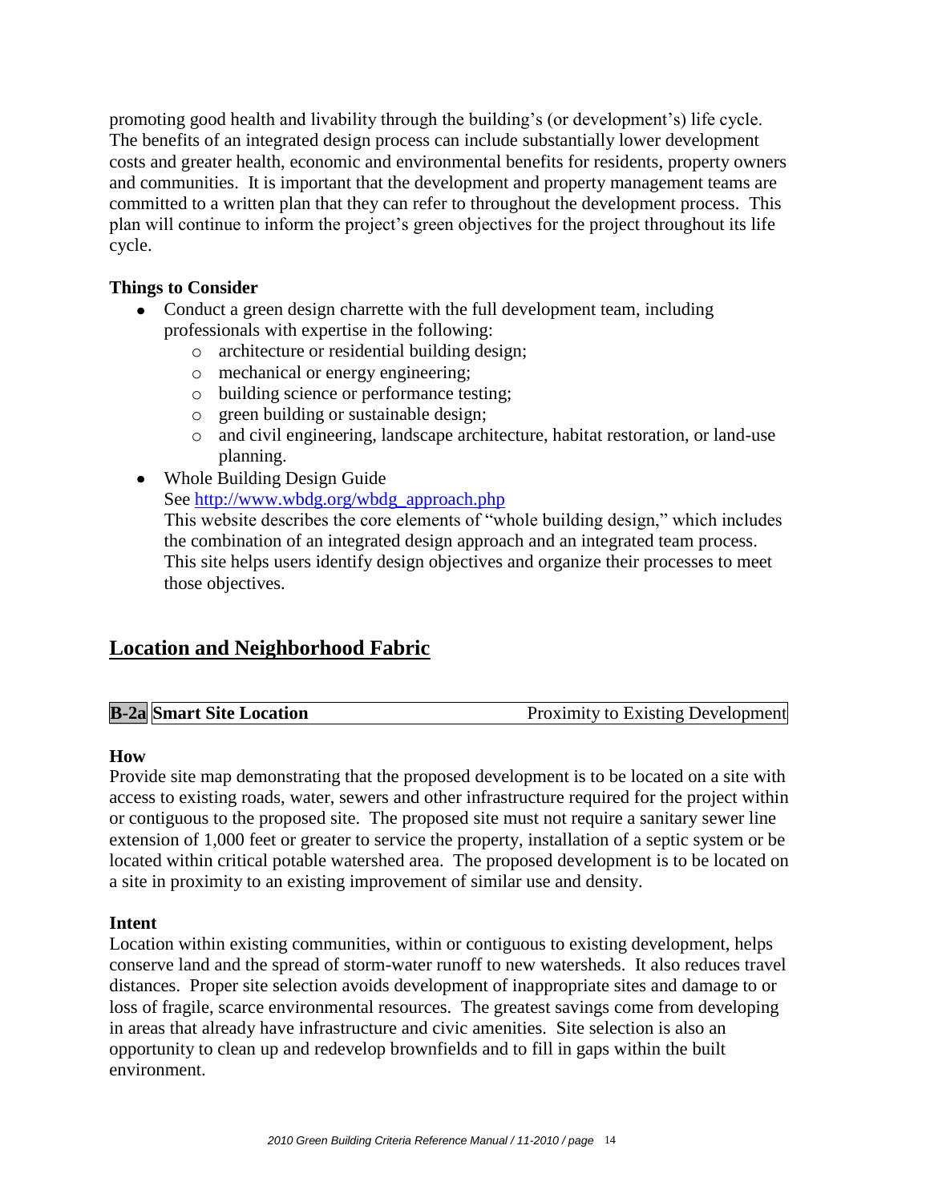promoting good health and livability through the building's (or development's) life cycle. The benefits of an integrated design process can include substantially lower development costs and greater health, economic and environmental benefits for residents, property owners and communities. It is important that the development and property management teams are committed to a written plan that they can refer to throughout the development process. This plan will continue to inform the project's green objectives for the project throughout its life cycle.

**Things to Consider**

- Conduct a green design charrette with the full development team, including professionals with expertise in the following:
    - architecture or residential building design;
    - mechanical or energy engineering;
    - building science or performance testing;
    - green building or sustainable design;
    - and civil engineering, landscape architecture, habitat restoration, or land-use planning.
- Whole Building Design Guide
  See http://www.wbdg.org/wbdg_approach.php
  This website describes the core elements of "whole building design," which includes the combination of an integrated design approach and an integrated team process. This site helps users identify design objectives and organize their processes to meet those objectives.

## Location and Neighborhood Fabric

| **B-2a** | **Smart Site Location** | Proximity to Existing Development |
|---|---|---|

**How**

Provide site map demonstrating that the proposed development is to be located on a site with access to existing roads, water, sewers and other infrastructure required for the project within or contiguous to the proposed site. The proposed site must not require a sanitary sewer line extension of 1,000 feet or greater to service the property, installation of a septic system or be located within critical potable watershed area. The proposed development is to be located on a site in proximity to an existing improvement of similar use and density.

**Intent**

Location within existing communities, within or contiguous to existing development, helps conserve land and the spread of storm-water runoff to new watersheds. It also reduces travel distances. Proper site selection avoids development of inappropriate sites and damage to or loss of fragile, scarce environmental resources. The greatest savings come from developing in areas that already have infrastructure and civic amenities. Site selection is also an opportunity to clean up and redevelop brownfields and to fill in gaps within the built environment.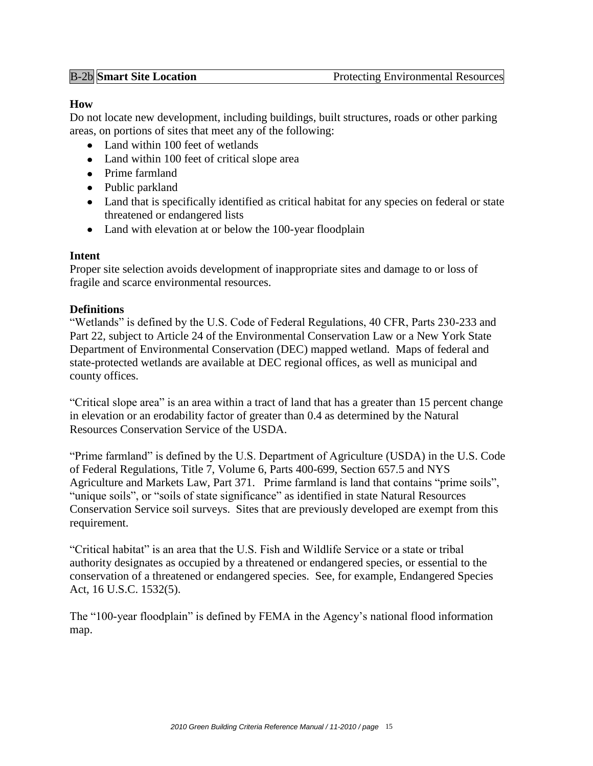**B-2b Smart Site Location** Protecting Environmental Resources

### How

Do not locate new development, including buildings, built structures, roads or other parking areas, on portions of sites that meet any of the following:

- Land within 100 feet of wetlands
- Land within 100 feet of critical slope area
- Prime farmland
- Public parkland
- Land that is specifically identified as critical habitat for any species on federal or state threatened or endangered lists
- Land with elevation at or below the 100-year floodplain

### Intent

Proper site selection avoids development of inappropriate sites and damage to or loss of fragile and scarce environmental resources.

### Definitions

"Wetlands" is defined by the U.S. Code of Federal Regulations, 40 CFR, Parts 230-233 and Part 22, subject to Article 24 of the Environmental Conservation Law or a New York State Department of Environmental Conservation (DEC) mapped wetland. Maps of federal and state-protected wetlands are available at DEC regional offices, as well as municipal and county offices.

"Critical slope area" is an area within a tract of land that has a greater than 15 percent change in elevation or an erodability factor of greater than 0.4 as determined by the Natural Resources Conservation Service of the USDA.

"Prime farmland" is defined by the U.S. Department of Agriculture (USDA) in the U.S. Code of Federal Regulations, Title 7, Volume 6, Parts 400-699, Section 657.5 and NYS Agriculture and Markets Law, Part 371. Prime farmland is land that contains "prime soils", "unique soils", or "soils of state significance" as identified in state Natural Resources Conservation Service soil surveys. Sites that are previously developed are exempt from this requirement.

"Critical habitat" is an area that the U.S. Fish and Wildlife Service or a state or tribal authority designates as occupied by a threatened or endangered species, or essential to the conservation of a threatened or endangered species. See, for example, Endangered Species Act, 16 U.S.C. 1532(5).

The "100-year floodplain" is defined by FEMA in the Agency's national flood information map.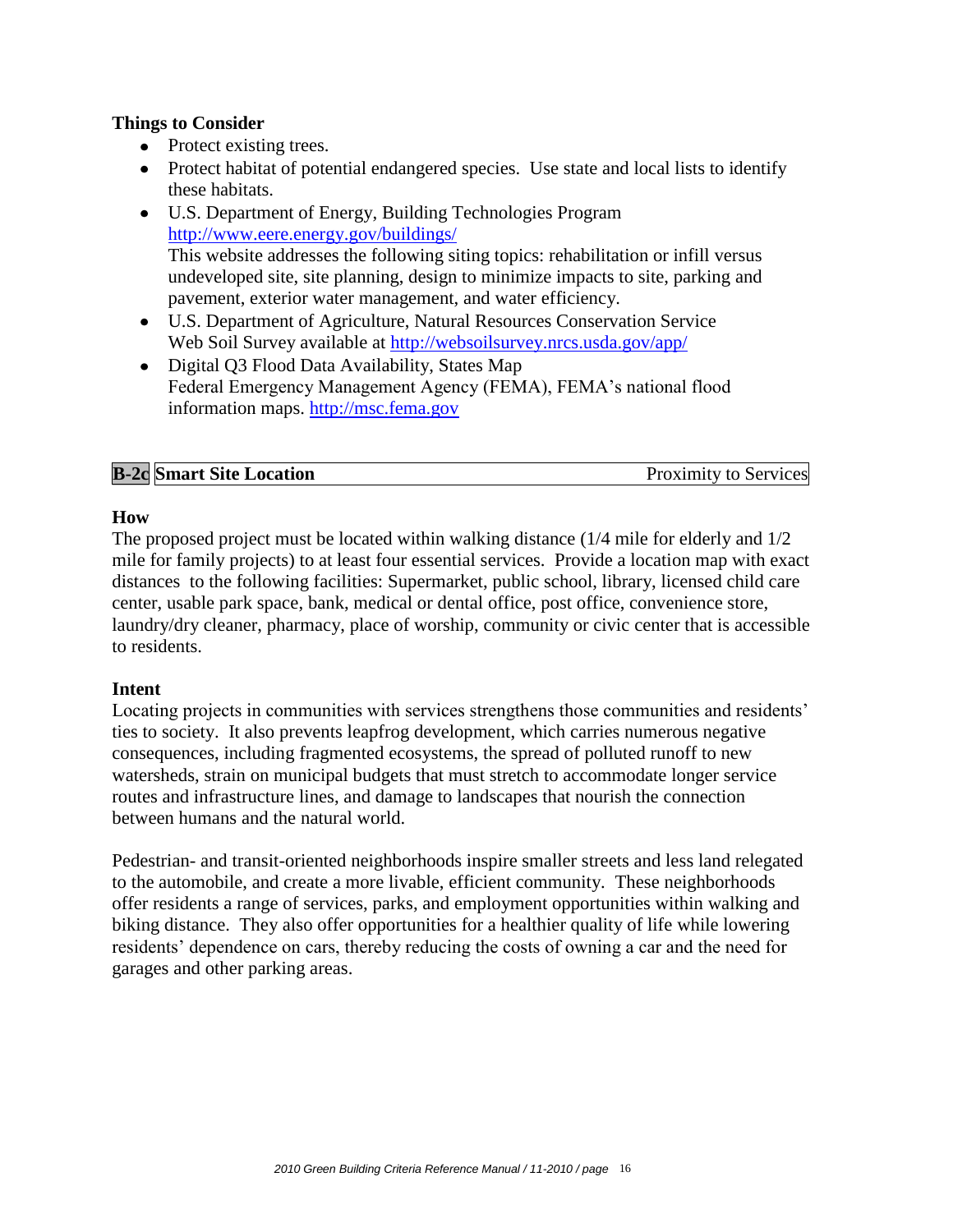**Things to Consider**

- Protect existing trees.
- Protect habitat of potential endangered species. Use state and local lists to identify these habitats.
- U.S. Department of Energy, Building Technologies Program
  http://www.eere.energy.gov/buildings/
  This website addresses the following siting topics: rehabilitation or infill versus undeveloped site, site planning, design to minimize impacts to site, parking and pavement, exterior water management, and water efficiency.
- U.S. Department of Agriculture, Natural Resources Conservation Service
  Web Soil Survey available at http://websoilsurvey.nrcs.usda.gov/app/
- Digital Q3 Flood Data Availability, States Map
  Federal Emergency Management Agency (FEMA), FEMA's national flood information maps. http://msc.fema.gov

| **B-2c** | **Smart Site Location** | Proximity to Services |
|---|---|---|

**How**

The proposed project must be located within walking distance (1/4 mile for elderly and 1/2 mile for family projects) to at least four essential services. Provide a location map with exact distances to the following facilities: Supermarket, public school, library, licensed child care center, usable park space, bank, medical or dental office, post office, convenience store, laundry/dry cleaner, pharmacy, place of worship, community or civic center that is accessible to residents.

**Intent**

Locating projects in communities with services strengthens those communities and residents' ties to society. It also prevents leapfrog development, which carries numerous negative consequences, including fragmented ecosystems, the spread of polluted runoff to new watersheds, strain on municipal budgets that must stretch to accommodate longer service routes and infrastructure lines, and damage to landscapes that nourish the connection between humans and the natural world.

Pedestrian- and transit-oriented neighborhoods inspire smaller streets and less land relegated to the automobile, and create a more livable, efficient community. These neighborhoods offer residents a range of services, parks, and employment opportunities within walking and biking distance. They also offer opportunities for a healthier quality of life while lowering residents' dependence on cars, thereby reducing the costs of owning a car and the need for garages and other parking areas.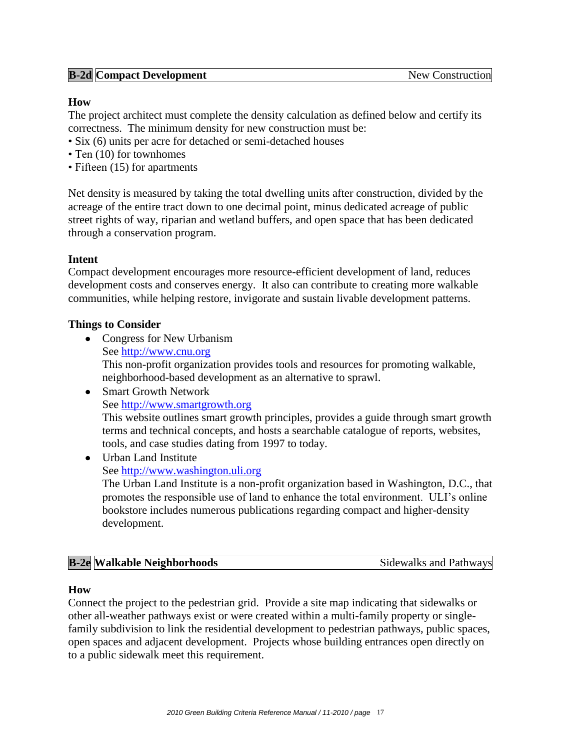## B-2d Compact Development — New Construction

### How

The project architect must complete the density calculation as defined below and certify its correctness. The minimum density for new construction must be:

- Six (6) units per acre for detached or semi-detached houses
- Ten (10) for townhomes
- Fifteen (15) for apartments

Net density is measured by taking the total dwelling units after construction, divided by the acreage of the entire tract down to one decimal point, minus dedicated acreage of public street rights of way, riparian and wetland buffers, and open space that has been dedicated through a conservation program.

### Intent

Compact development encourages more resource-efficient development of land, reduces development costs and conserves energy. It also can contribute to creating more walkable communities, while helping restore, invigorate and sustain livable development patterns.

### Things to Consider

- Congress for New Urbanism
  See http://www.cnu.org
  This non-profit organization provides tools and resources for promoting walkable, neighborhood-based development as an alternative to sprawl.
- Smart Growth Network
  See http://www.smartgrowth.org
  This website outlines smart growth principles, provides a guide through smart growth terms and technical concepts, and hosts a searchable catalogue of reports, websites, tools, and case studies dating from 1997 to today.
- Urban Land Institute
  See http://www.washington.uli.org
  The Urban Land Institute is a non-profit organization based in Washington, D.C., that promotes the responsible use of land to enhance the total environment. ULI's online bookstore includes numerous publications regarding compact and higher-density development.

## B-2e Walkable Neighborhoods — Sidewalks and Pathways

### How

Connect the project to the pedestrian grid. Provide a site map indicating that sidewalks or other all-weather pathways exist or were created within a multi-family property or single-family subdivision to link the residential development to pedestrian pathways, public spaces, open spaces and adjacent development. Projects whose building entrances open directly on to a public sidewalk meet this requirement.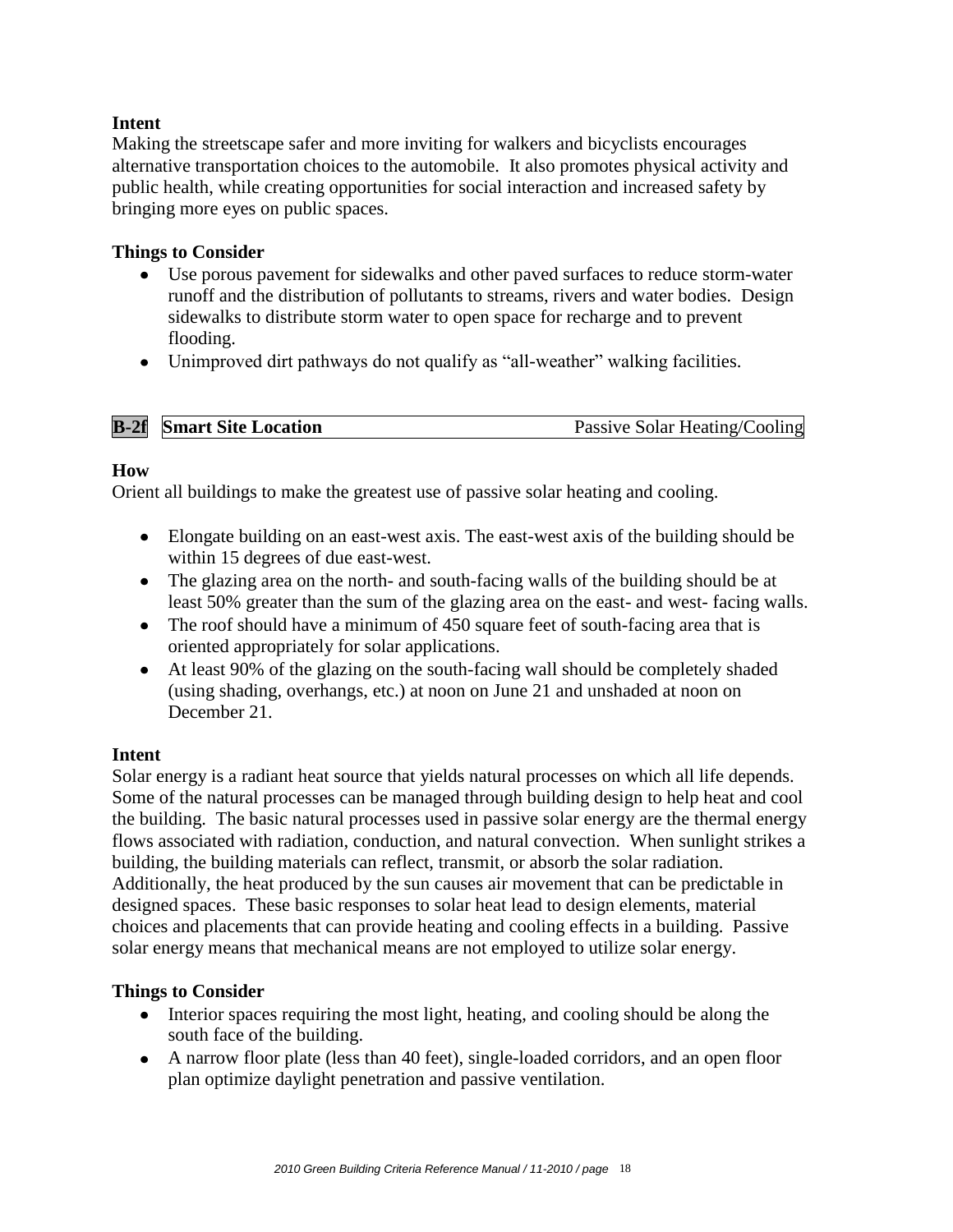**Intent**

Making the streetscape safer and more inviting for walkers and bicyclists encourages alternative transportation choices to the automobile. It also promotes physical activity and public health, while creating opportunities for social interaction and increased safety by bringing more eyes on public spaces.

**Things to Consider**

- Use porous pavement for sidewalks and other paved surfaces to reduce storm-water runoff and the distribution of pollutants to streams, rivers and water bodies. Design sidewalks to distribute storm water to open space for recharge and to prevent flooding.
- Unimproved dirt pathways do not qualify as "all-weather" walking facilities.

| **B-2f** | **Smart Site Location** | Passive Solar Heating/Cooling |
|---|---|---|

**How**

Orient all buildings to make the greatest use of passive solar heating and cooling.

- Elongate building on an east-west axis. The east-west axis of the building should be within 15 degrees of due east-west.
- The glazing area on the north- and south-facing walls of the building should be at least 50% greater than the sum of the glazing area on the east- and west- facing walls.
- The roof should have a minimum of 450 square feet of south-facing area that is oriented appropriately for solar applications.
- At least 90% of the glazing on the south-facing wall should be completely shaded (using shading, overhangs, etc.) at noon on June 21 and unshaded at noon on December 21.

**Intent**

Solar energy is a radiant heat source that yields natural processes on which all life depends. Some of the natural processes can be managed through building design to help heat and cool the building. The basic natural processes used in passive solar energy are the thermal energy flows associated with radiation, conduction, and natural convection. When sunlight strikes a building, the building materials can reflect, transmit, or absorb the solar radiation. Additionally, the heat produced by the sun causes air movement that can be predictable in designed spaces. These basic responses to solar heat lead to design elements, material choices and placements that can provide heating and cooling effects in a building. Passive solar energy means that mechanical means are not employed to utilize solar energy.

**Things to Consider**

- Interior spaces requiring the most light, heating, and cooling should be along the south face of the building.
- A narrow floor plate (less than 40 feet), single-loaded corridors, and an open floor plan optimize daylight penetration and passive ventilation.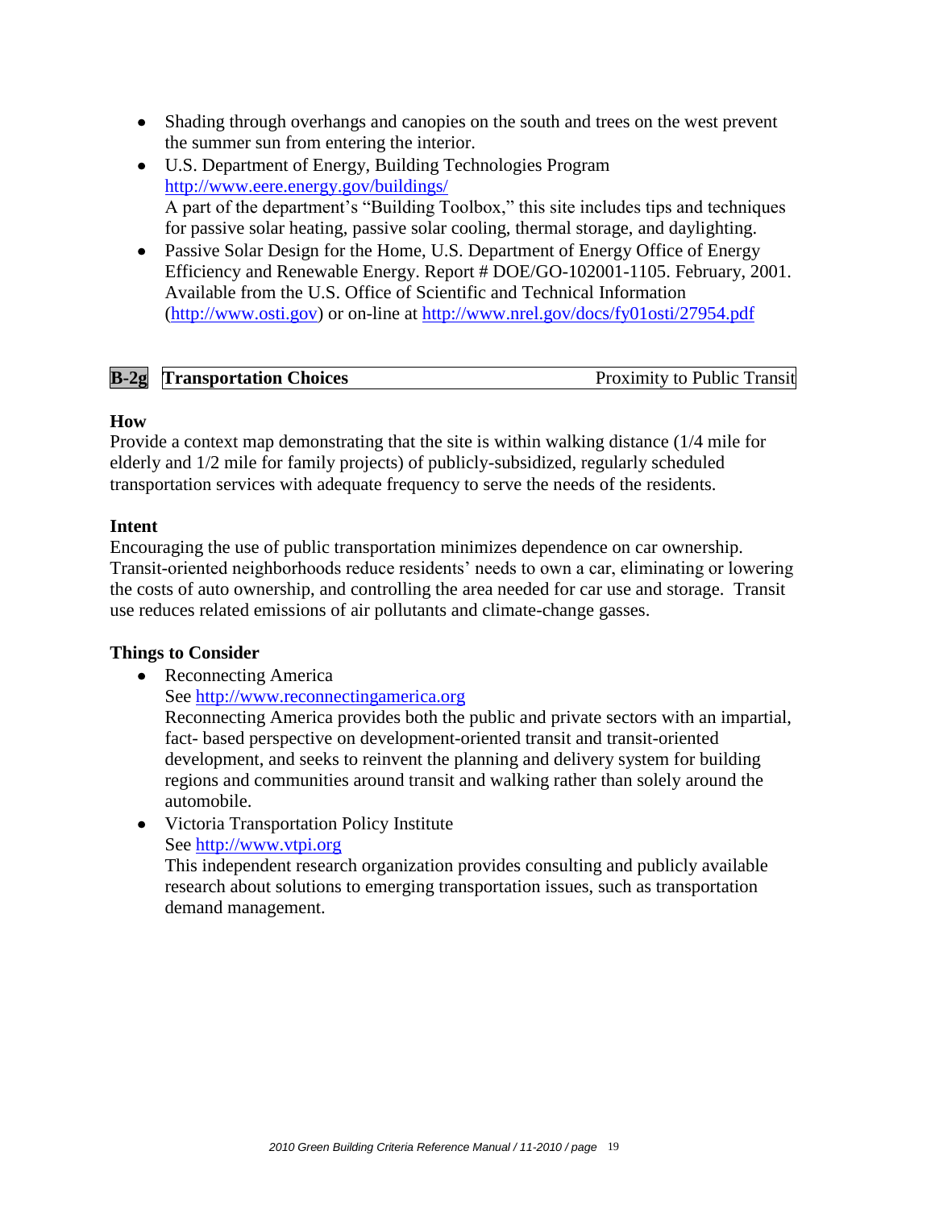- Shading through overhangs and canopies on the south and trees on the west prevent the summer sun from entering the interior.
- U.S. Department of Energy, Building Technologies Program
  http://www.eere.energy.gov/buildings/
  A part of the department's "Building Toolbox," this site includes tips and techniques for passive solar heating, passive solar cooling, thermal storage, and daylighting.
- Passive Solar Design for the Home, U.S. Department of Energy Office of Energy Efficiency and Renewable Energy. Report # DOE/GO-102001-1105. February, 2001. Available from the U.S. Office of Scientific and Technical Information (http://www.osti.gov) or on-line at http://www.nrel.gov/docs/fy01osti/27954.pdf

| **B-2g** | **Transportation Choices** | Proximity to Public Transit |
|---|---|---|

**How**

Provide a context map demonstrating that the site is within walking distance (1/4 mile for elderly and 1/2 mile for family projects) of publicly-subsidized, regularly scheduled transportation services with adequate frequency to serve the needs of the residents.

**Intent**

Encouraging the use of public transportation minimizes dependence on car ownership. Transit-oriented neighborhoods reduce residents' needs to own a car, eliminating or lowering the costs of auto ownership, and controlling the area needed for car use and storage. Transit use reduces related emissions of air pollutants and climate-change gasses.

**Things to Consider**

- Reconnecting America
  See http://www.reconnectingamerica.org
  Reconnecting America provides both the public and private sectors with an impartial, fact- based perspective on development-oriented transit and transit-oriented development, and seeks to reinvent the planning and delivery system for building regions and communities around transit and walking rather than solely around the automobile.
- Victoria Transportation Policy Institute
  See http://www.vtpi.org
  This independent research organization provides consulting and publicly available research about solutions to emerging transportation issues, such as transportation demand management.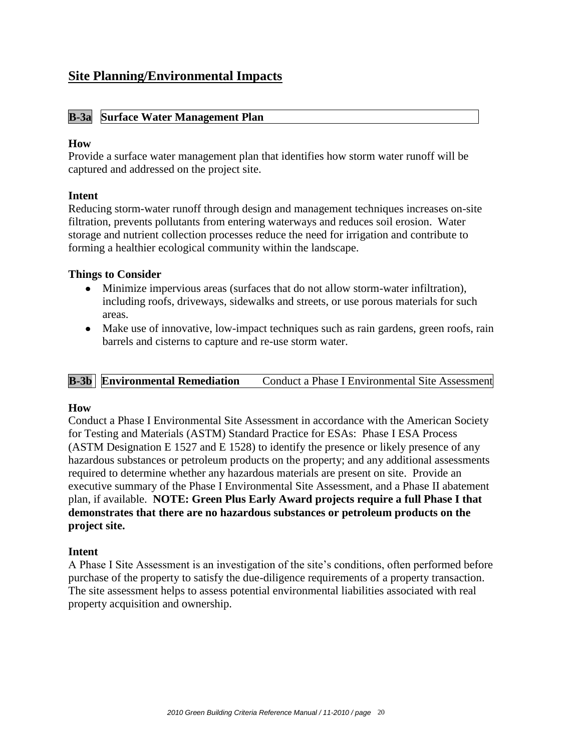# Site Planning/Environmental Impacts

## B-3a Surface Water Management Plan

**How**

Provide a surface water management plan that identifies how storm water runoff will be captured and addressed on the project site.

**Intent**

Reducing storm-water runoff through design and management techniques increases on-site filtration, prevents pollutants from entering waterways and reduces soil erosion. Water storage and nutrient collection processes reduce the need for irrigation and contribute to forming a healthier ecological community within the landscape.

**Things to Consider**

- Minimize impervious areas (surfaces that do not allow storm-water infiltration), including roofs, driveways, sidewalks and streets, or use porous materials for such areas.
- Make use of innovative, low-impact techniques such as rain gardens, green roofs, rain barrels and cisterns to capture and re-use storm water.

## B-3b Environmental Remediation — Conduct a Phase I Environmental Site Assessment

**How**

Conduct a Phase I Environmental Site Assessment in accordance with the American Society for Testing and Materials (ASTM) Standard Practice for ESAs: Phase I ESA Process (ASTM Designation E 1527 and E 1528) to identify the presence or likely presence of any hazardous substances or petroleum products on the property; and any additional assessments required to determine whether any hazardous materials are present on site. Provide an executive summary of the Phase I Environmental Site Assessment, and a Phase II abatement plan, if available. **NOTE: Green Plus Early Award projects require a full Phase I that demonstrates that there are no hazardous substances or petroleum products on the project site.**

**Intent**

A Phase I Site Assessment is an investigation of the site's conditions, often performed before purchase of the property to satisfy the due-diligence requirements of a property transaction. The site assessment helps to assess potential environmental liabilities associated with real property acquisition and ownership.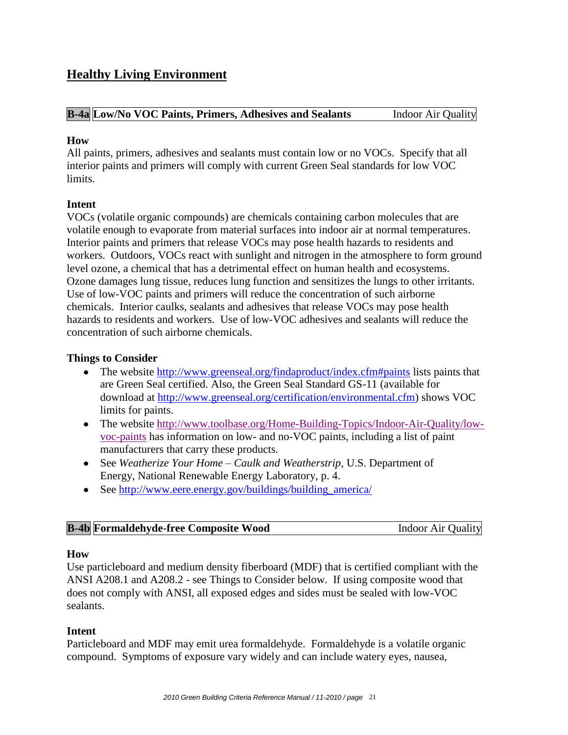## Healthy Living Environment

### B-4a Low/No VOC Paints, Primers, Adhesives and Sealants — Indoor Air Quality

**How**

All paints, primers, adhesives and sealants must contain low or no VOCs. Specify that all interior paints and primers will comply with current Green Seal standards for low VOC limits.

**Intent**

VOCs (volatile organic compounds) are chemicals containing carbon molecules that are volatile enough to evaporate from material surfaces into indoor air at normal temperatures. Interior paints and primers that release VOCs may pose health hazards to residents and workers. Outdoors, VOCs react with sunlight and nitrogen in the atmosphere to form ground level ozone, a chemical that has a detrimental effect on human health and ecosystems. Ozone damages lung tissue, reduces lung function and sensitizes the lungs to other irritants. Use of low-VOC paints and primers will reduce the concentration of such airborne chemicals. Interior caulks, sealants and adhesives that release VOCs may pose health hazards to residents and workers. Use of low-VOC adhesives and sealants will reduce the concentration of such airborne chemicals.

**Things to Consider**

- The website http://www.greenseal.org/findaproduct/index.cfm#paints lists paints that are Green Seal certified. Also, the Green Seal Standard GS-11 (available for download at http://www.greenseal.org/certification/environmental.cfm) shows VOC limits for paints.
- The website http://www.toolbase.org/Home-Building-Topics/Indoor-Air-Quality/low-voc-paints has information on low- and no-VOC paints, including a list of paint manufacturers that carry these products.
- See *Weatherize Your Home – Caulk and Weatherstrip*, U.S. Department of Energy, National Renewable Energy Laboratory, p. 4.
- See http://www.eere.energy.gov/buildings/building_america/

### B-4b Formaldehyde-free Composite Wood — Indoor Air Quality

**How**

Use particleboard and medium density fiberboard (MDF) that is certified compliant with the ANSI A208.1 and A208.2 - see Things to Consider below. If using composite wood that does not comply with ANSI, all exposed edges and sides must be sealed with low-VOC sealants.

**Intent**

Particleboard and MDF may emit urea formaldehyde. Formaldehyde is a volatile organic compound. Symptoms of exposure vary widely and can include watery eyes, nausea,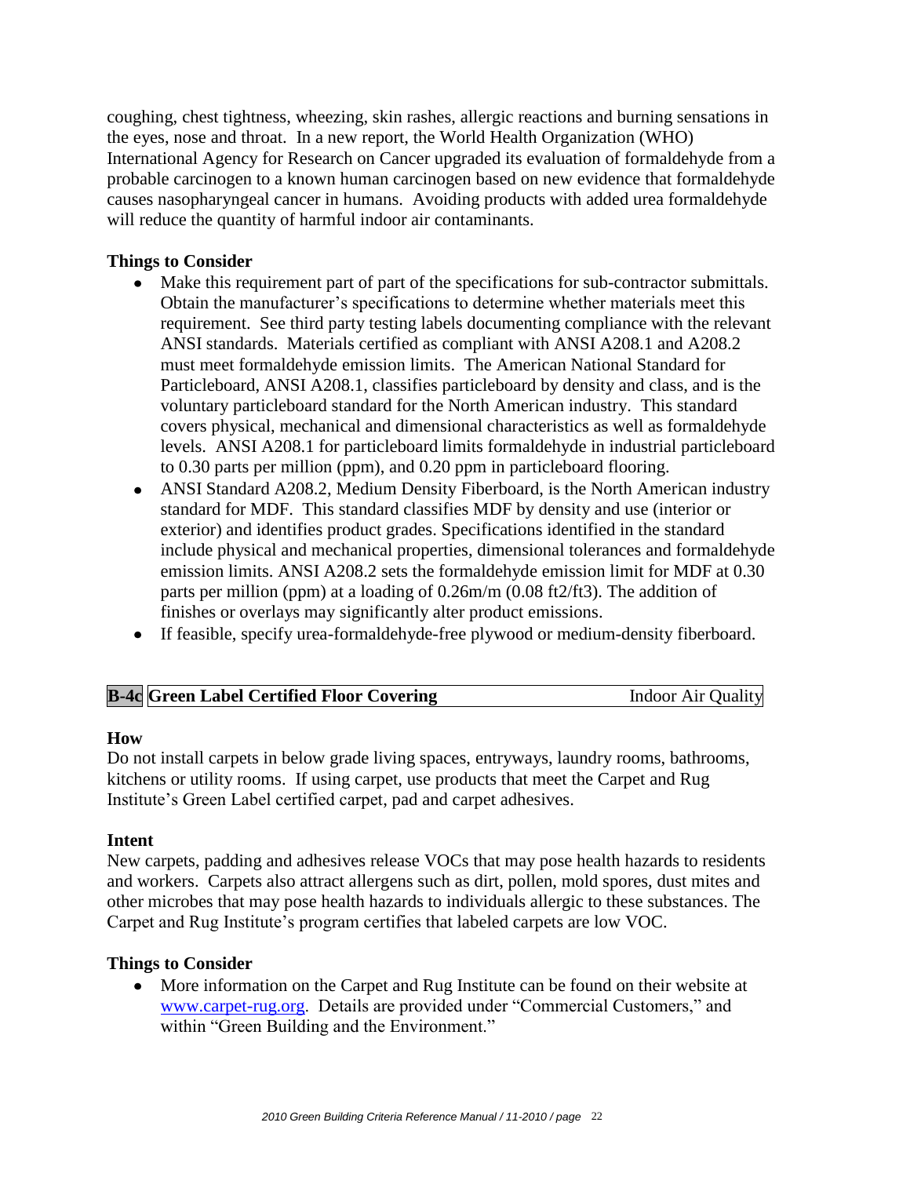coughing, chest tightness, wheezing, skin rashes, allergic reactions and burning sensations in the eyes, nose and throat. In a new report, the World Health Organization (WHO) International Agency for Research on Cancer upgraded its evaluation of formaldehyde from a probable carcinogen to a known human carcinogen based on new evidence that formaldehyde causes nasopharyngeal cancer in humans. Avoiding products with added urea formaldehyde will reduce the quantity of harmful indoor air contaminants.

**Things to Consider**

- Make this requirement part of part of the specifications for sub-contractor submittals. Obtain the manufacturer's specifications to determine whether materials meet this requirement. See third party testing labels documenting compliance with the relevant ANSI standards. Materials certified as compliant with ANSI A208.1 and A208.2 must meet formaldehyde emission limits. The American National Standard for Particleboard, ANSI A208.1, classifies particleboard by density and class, and is the voluntary particleboard standard for the North American industry. This standard covers physical, mechanical and dimensional characteristics as well as formaldehyde levels. ANSI A208.1 for particleboard limits formaldehyde in industrial particleboard to 0.30 parts per million (ppm), and 0.20 ppm in particleboard flooring.
- ANSI Standard A208.2, Medium Density Fiberboard, is the North American industry standard for MDF. This standard classifies MDF by density and use (interior or exterior) and identifies product grades. Specifications identified in the standard include physical and mechanical properties, dimensional tolerances and formaldehyde emission limits. ANSI A208.2 sets the formaldehyde emission limit for MDF at 0.30 parts per million (ppm) at a loading of 0.26m/m (0.08 ft2/ft3). The addition of finishes or overlays may significantly alter product emissions.
- If feasible, specify urea-formaldehyde-free plywood or medium-density fiberboard.

| **B-4c** | **Green Label Certified Floor Covering** | Indoor Air Quality |
|---|---|---|

**How**

Do not install carpets in below grade living spaces, entryways, laundry rooms, bathrooms, kitchens or utility rooms. If using carpet, use products that meet the Carpet and Rug Institute's Green Label certified carpet, pad and carpet adhesives.

**Intent**

New carpets, padding and adhesives release VOCs that may pose health hazards to residents and workers. Carpets also attract allergens such as dirt, pollen, mold spores, dust mites and other microbes that may pose health hazards to individuals allergic to these substances. The Carpet and Rug Institute's program certifies that labeled carpets are low VOC.

**Things to Consider**

- More information on the Carpet and Rug Institute can be found on their website at [www.carpet-rug.org](http://www.carpet-rug.org). Details are provided under "Commercial Customers," and within "Green Building and the Environment."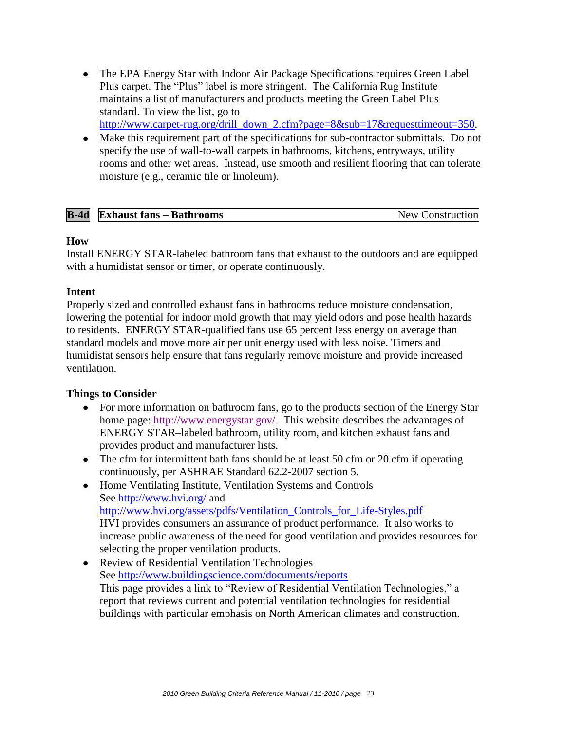- The EPA Energy Star with Indoor Air Package Specifications requires Green Label Plus carpet. The "Plus" label is more stringent. The California Rug Institute maintains a list of manufacturers and products meeting the Green Label Plus standard. To view the list, go to http://www.carpet-rug.org/drill_down_2.cfm?page=8&sub=17&requesttimeout=350.
- Make this requirement part of the specifications for sub-contractor submittals. Do not specify the use of wall-to-wall carpets in bathrooms, kitchens, entryways, utility rooms and other wet areas. Instead, use smooth and resilient flooring that can tolerate moisture (e.g., ceramic tile or linoleum).

| B-4d | Exhaust fans – Bathrooms | New Construction |
|---|---|---|

**How**

Install ENERGY STAR-labeled bathroom fans that exhaust to the outdoors and are equipped with a humidistat sensor or timer, or operate continuously.

**Intent**

Properly sized and controlled exhaust fans in bathrooms reduce moisture condensation, lowering the potential for indoor mold growth that may yield odors and pose health hazards to residents. ENERGY STAR-qualified fans use 65 percent less energy on average than standard models and move more air per unit energy used with less noise. Timers and humidistat sensors help ensure that fans regularly remove moisture and provide increased ventilation.

**Things to Consider**

- For more information on bathroom fans, go to the products section of the Energy Star home page: http://www.energystar.gov/. This website describes the advantages of ENERGY STAR–labeled bathroom, utility room, and kitchen exhaust fans and provides product and manufacturer lists.
- The cfm for intermittent bath fans should be at least 50 cfm or 20 cfm if operating continuously, per ASHRAE Standard 62.2-2007 section 5.
- Home Ventilating Institute, Ventilation Systems and Controls
  See http://www.hvi.org/ and
  http://www.hvi.org/assets/pdfs/Ventilation_Controls_for_Life-Styles.pdf
  HVI provides consumers an assurance of product performance. It also works to increase public awareness of the need for good ventilation and provides resources for selecting the proper ventilation products.
- Review of Residential Ventilation Technologies
  See http://www.buildingscience.com/documents/reports
  This page provides a link to "Review of Residential Ventilation Technologies," a report that reviews current and potential ventilation technologies for residential buildings with particular emphasis on North American climates and construction.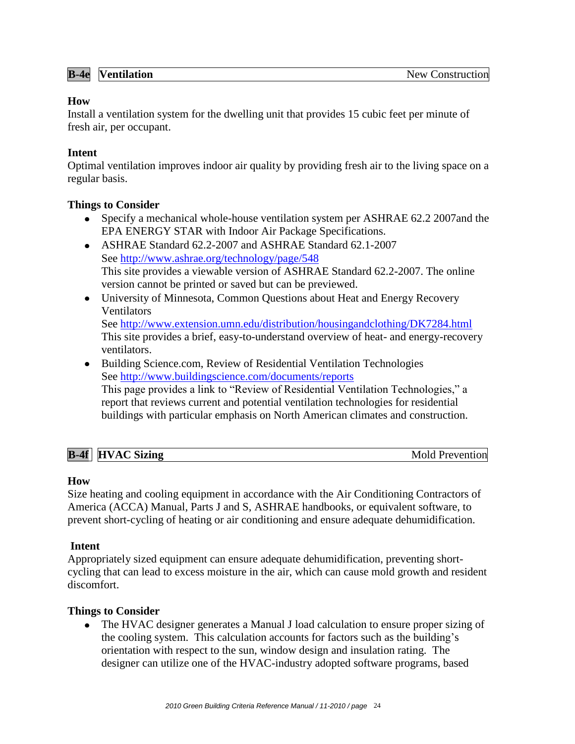## B-4e Ventilation — New Construction

**How**

Install a ventilation system for the dwelling unit that provides 15 cubic feet per minute of fresh air, per occupant.

**Intent**

Optimal ventilation improves indoor air quality by providing fresh air to the living space on a regular basis.

**Things to Consider**

- Specify a mechanical whole-house ventilation system per ASHRAE 62.2 2007and the EPA ENERGY STAR with Indoor Air Package Specifications.
- ASHRAE Standard 62.2-2007 and ASHRAE Standard 62.1-2007
  See http://www.ashrae.org/technology/page/548
  This site provides a viewable version of ASHRAE Standard 62.2-2007. The online version cannot be printed or saved but can be previewed.
- University of Minnesota, Common Questions about Heat and Energy Recovery Ventilators
  See http://www.extension.umn.edu/distribution/housingandclothing/DK7284.html
  This site provides a brief, easy-to-understand overview of heat- and energy-recovery ventilators.
- Building Science.com, Review of Residential Ventilation Technologies
  See http://www.buildingscience.com/documents/reports
  This page provides a link to "Review of Residential Ventilation Technologies," a report that reviews current and potential ventilation technologies for residential buildings with particular emphasis on North American climates and construction.

## B-4f HVAC Sizing — Mold Prevention

**How**

Size heating and cooling equipment in accordance with the Air Conditioning Contractors of America (ACCA) Manual, Parts J and S, ASHRAE handbooks, or equivalent software, to prevent short-cycling of heating or air conditioning and ensure adequate dehumidification.

**Intent**

Appropriately sized equipment can ensure adequate dehumidification, preventing short-cycling that can lead to excess moisture in the air, which can cause mold growth and resident discomfort.

**Things to Consider**

- The HVAC designer generates a Manual J load calculation to ensure proper sizing of the cooling system. This calculation accounts for factors such as the building's orientation with respect to the sun, window design and insulation rating. The designer can utilize one of the HVAC-industry adopted software programs, based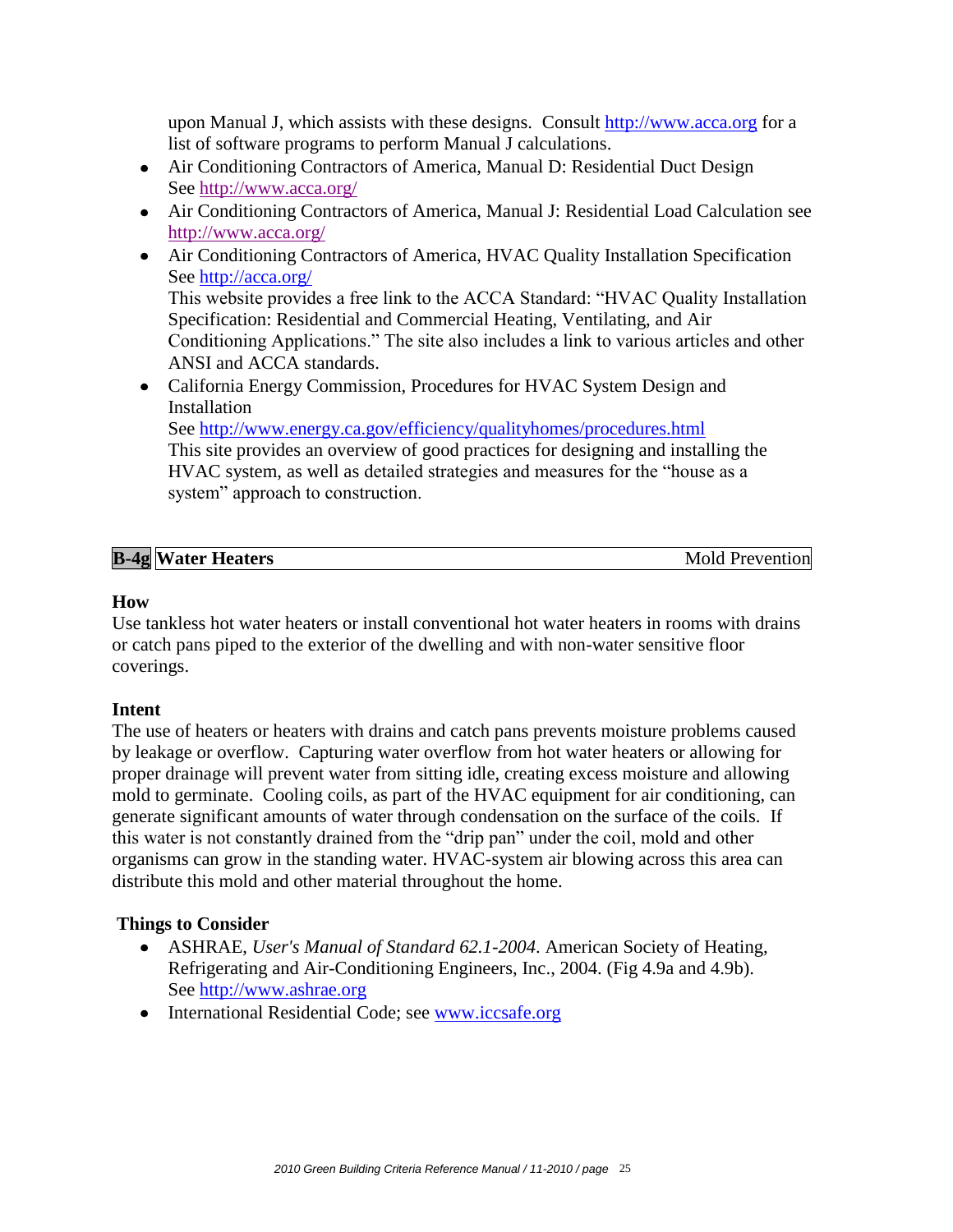upon Manual J, which assists with these designs. Consult http://www.acca.org for a list of software programs to perform Manual J calculations.

- Air Conditioning Contractors of America, Manual D: Residential Duct Design See http://www.acca.org/
- Air Conditioning Contractors of America, Manual J: Residential Load Calculation see http://www.acca.org/
- Air Conditioning Contractors of America, HVAC Quality Installation Specification See http://acca.org/
  This website provides a free link to the ACCA Standard: "HVAC Quality Installation Specification: Residential and Commercial Heating, Ventilating, and Air Conditioning Applications." The site also includes a link to various articles and other ANSI and ACCA standards.
- California Energy Commission, Procedures for HVAC System Design and Installation
  See http://www.energy.ca.gov/efficiency/qualityhomes/procedures.html
  This site provides an overview of good practices for designing and installing the HVAC system, as well as detailed strategies and measures for the "house as a system" approach to construction.

| **B-4g** | **Water Heaters** | Mold Prevention |
|---|---|---|

**How**

Use tankless hot water heaters or install conventional hot water heaters in rooms with drains or catch pans piped to the exterior of the dwelling and with non-water sensitive floor coverings.

**Intent**

The use of heaters or heaters with drains and catch pans prevents moisture problems caused by leakage or overflow. Capturing water overflow from hot water heaters or allowing for proper drainage will prevent water from sitting idle, creating excess moisture and allowing mold to germinate. Cooling coils, as part of the HVAC equipment for air conditioning, can generate significant amounts of water through condensation on the surface of the coils. If this water is not constantly drained from the "drip pan" under the coil, mold and other organisms can grow in the standing water. HVAC-system air blowing across this area can distribute this mold and other material throughout the home.

**Things to Consider**

- ASHRAE, *User's Manual of Standard 62.1-2004*. American Society of Heating, Refrigerating and Air-Conditioning Engineers, Inc., 2004. (Fig 4.9a and 4.9b). See http://www.ashrae.org
- International Residential Code; see www.iccsafe.org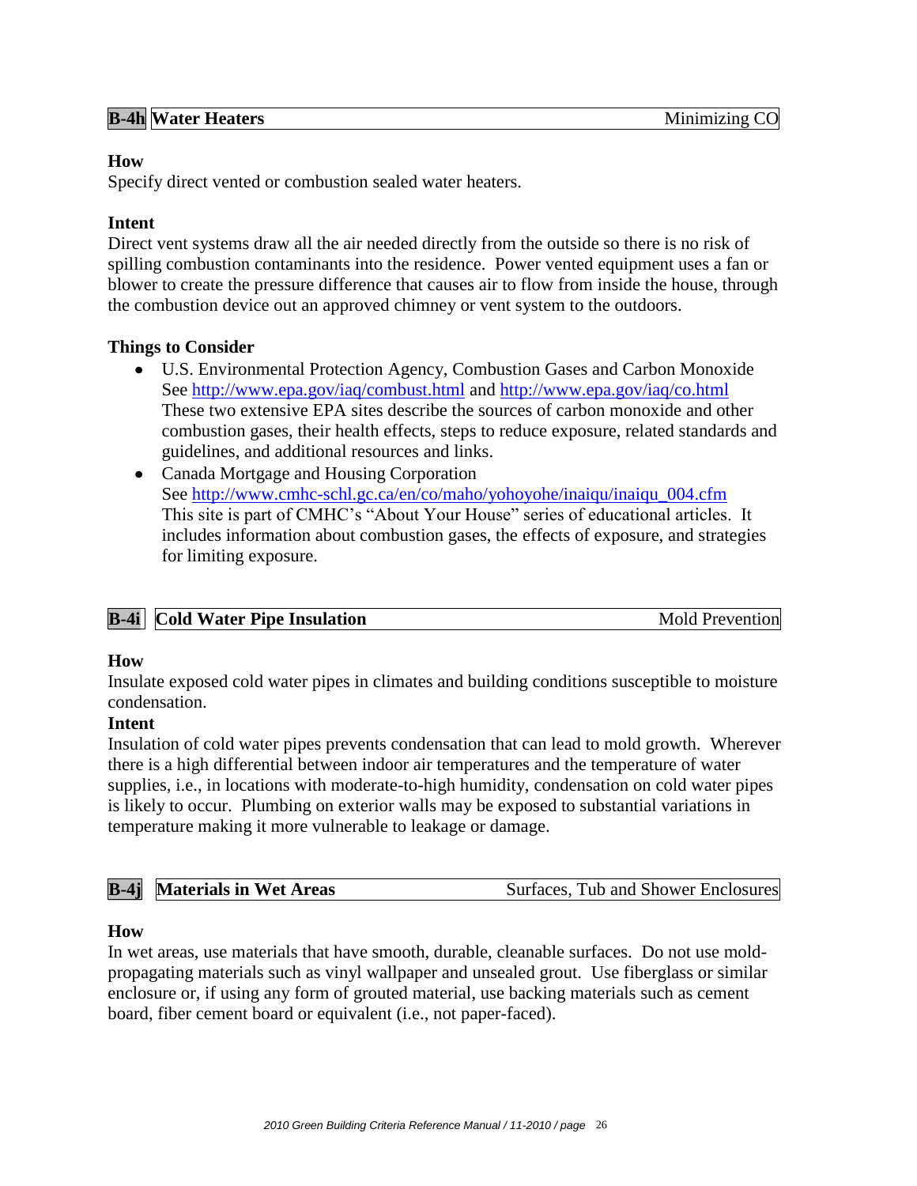## B-4h Water Heaters — Minimizing CO

**How**

Specify direct vented or combustion sealed water heaters.

**Intent**

Direct vent systems draw all the air needed directly from the outside so there is no risk of spilling combustion contaminants into the residence. Power vented equipment uses a fan or blower to create the pressure difference that causes air to flow from inside the house, through the combustion device out an approved chimney or vent system to the outdoors.

**Things to Consider**

- U.S. Environmental Protection Agency, Combustion Gases and Carbon Monoxide
  See http://www.epa.gov/iaq/combust.html and http://www.epa.gov/iaq/co.html
  These two extensive EPA sites describe the sources of carbon monoxide and other combustion gases, their health effects, steps to reduce exposure, related standards and guidelines, and additional resources and links.
- Canada Mortgage and Housing Corporation
  See http://www.cmhc-schl.gc.ca/en/co/maho/yohoyohe/inaiqu/inaiqu_004.cfm
  This site is part of CMHC's "About Your House" series of educational articles. It includes information about combustion gases, the effects of exposure, and strategies for limiting exposure.

## B-4i Cold Water Pipe Insulation — Mold Prevention

**How**

Insulate exposed cold water pipes in climates and building conditions susceptible to moisture condensation.

**Intent**

Insulation of cold water pipes prevents condensation that can lead to mold growth. Wherever there is a high differential between indoor air temperatures and the temperature of water supplies, i.e., in locations with moderate-to-high humidity, condensation on cold water pipes is likely to occur. Plumbing on exterior walls may be exposed to substantial variations in temperature making it more vulnerable to leakage or damage.

## B-4j Materials in Wet Areas — Surfaces, Tub and Shower Enclosures

**How**

In wet areas, use materials that have smooth, durable, cleanable surfaces. Do not use mold-propagating materials such as vinyl wallpaper and unsealed grout. Use fiberglass or similar enclosure or, if using any form of grouted material, use backing materials such as cement board, fiber cement board or equivalent (i.e., not paper-faced).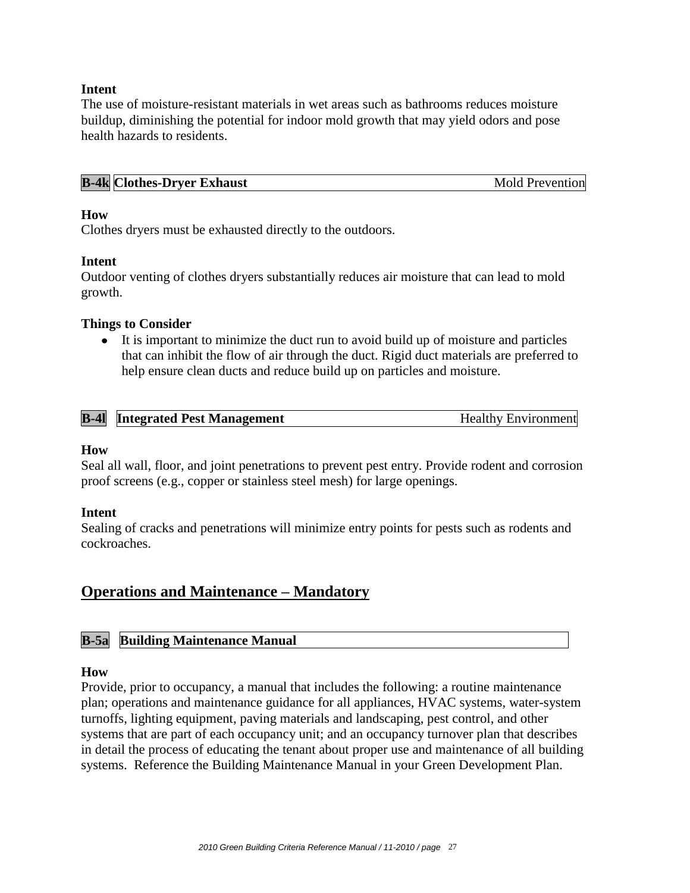**Intent**

The use of moisture-resistant materials in wet areas such as bathrooms reduces moisture buildup, diminishing the potential for indoor mold growth that may yield odors and pose health hazards to residents.

| **B-4k** | **Clothes-Dryer Exhaust** | Mold Prevention |
|---|---|---|

**How**

Clothes dryers must be exhausted directly to the outdoors.

**Intent**

Outdoor venting of clothes dryers substantially reduces air moisture that can lead to mold growth.

**Things to Consider**

- It is important to minimize the duct run to avoid build up of moisture and particles that can inhibit the flow of air through the duct. Rigid duct materials are preferred to help ensure clean ducts and reduce build up on particles and moisture.

| **B-4l** | **Integrated Pest Management** | Healthy Environment |
|---|---|---|

**How**

Seal all wall, floor, and joint penetrations to prevent pest entry. Provide rodent and corrosion proof screens (e.g., copper or stainless steel mesh) for large openings.

**Intent**

Sealing of cracks and penetrations will minimize entry points for pests such as rodents and cockroaches.

## Operations and Maintenance – Mandatory

| **B-5a** | **Building Maintenance Manual** |
|---|---|

**How**

Provide, prior to occupancy, a manual that includes the following: a routine maintenance plan; operations and maintenance guidance for all appliances, HVAC systems, water-system turnoffs, lighting equipment, paving materials and landscaping, pest control, and other systems that are part of each occupancy unit; and an occupancy turnover plan that describes in detail the process of educating the tenant about proper use and maintenance of all building systems. Reference the Building Maintenance Manual in your Green Development Plan.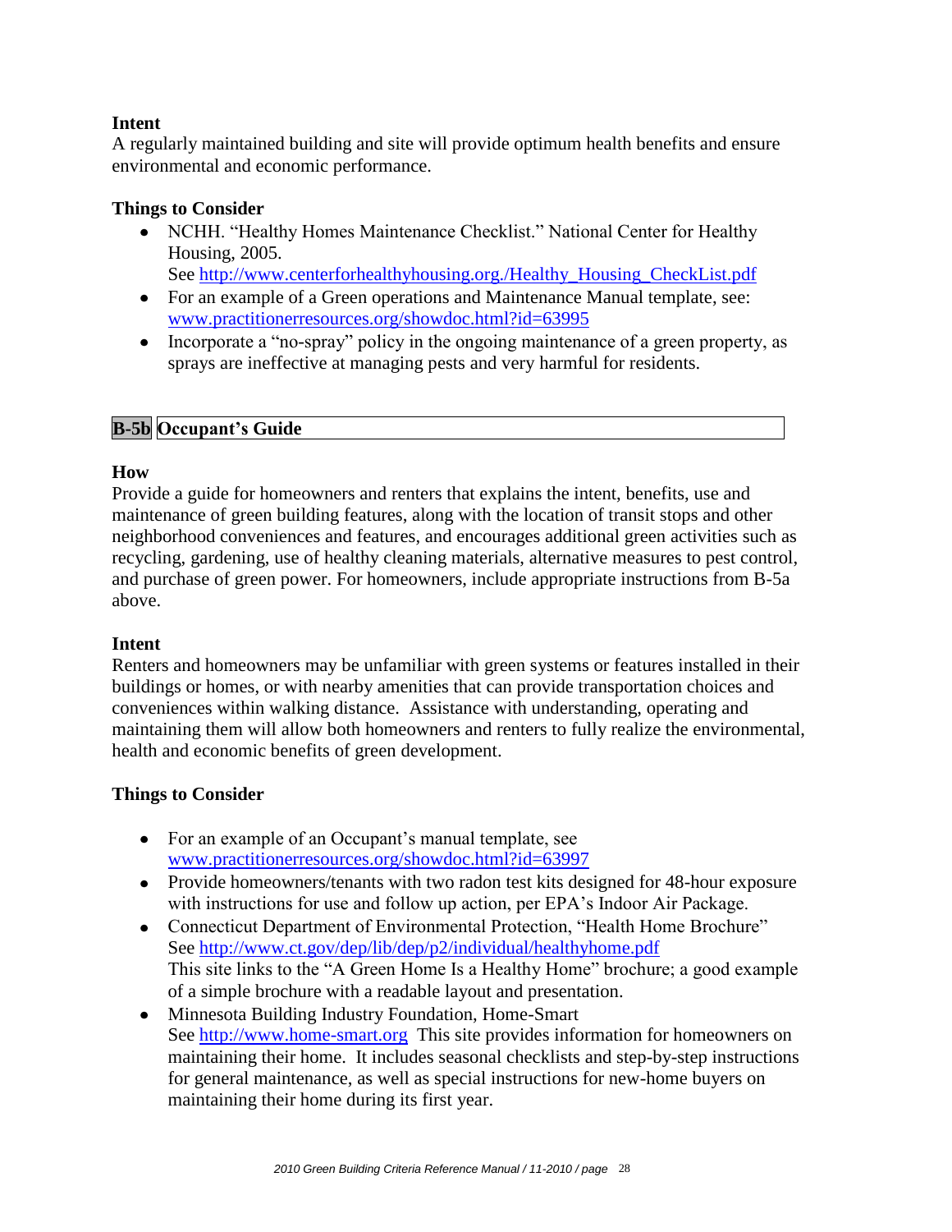**Intent**

A regularly maintained building and site will provide optimum health benefits and ensure environmental and economic performance.

**Things to Consider**

- NCHH. "Healthy Homes Maintenance Checklist." National Center for Healthy Housing, 2005.
  See http://www.centerforhealthyhousing.org./Healthy_Housing_CheckList.pdf
- For an example of a Green operations and Maintenance Manual template, see: www.practitionerresources.org/showdoc.html?id=63995
- Incorporate a "no-spray" policy in the ongoing maintenance of a green property, as sprays are ineffective at managing pests and very harmful for residents.

## B-5b Occupant's Guide

**How**

Provide a guide for homeowners and renters that explains the intent, benefits, use and maintenance of green building features, along with the location of transit stops and other neighborhood conveniences and features, and encourages additional green activities such as recycling, gardening, use of healthy cleaning materials, alternative measures to pest control, and purchase of green power. For homeowners, include appropriate instructions from B-5a above.

**Intent**

Renters and homeowners may be unfamiliar with green systems or features installed in their buildings or homes, or with nearby amenities that can provide transportation choices and conveniences within walking distance. Assistance with understanding, operating and maintaining them will allow both homeowners and renters to fully realize the environmental, health and economic benefits of green development.

**Things to Consider**

- For an example of an Occupant's manual template, see www.practitionerresources.org/showdoc.html?id=63997
- Provide homeowners/tenants with two radon test kits designed for 48-hour exposure with instructions for use and follow up action, per EPA's Indoor Air Package.
- Connecticut Department of Environmental Protection, "Health Home Brochure"
  See http://www.ct.gov/dep/lib/dep/p2/individual/healthyhome.pdf
  This site links to the "A Green Home Is a Healthy Home" brochure; a good example of a simple brochure with a readable layout and presentation.
- Minnesota Building Industry Foundation, Home-Smart
  See http://www.home-smart.org This site provides information for homeowners on maintaining their home. It includes seasonal checklists and step-by-step instructions for general maintenance, as well as special instructions for new-home buyers on maintaining their home during its first year.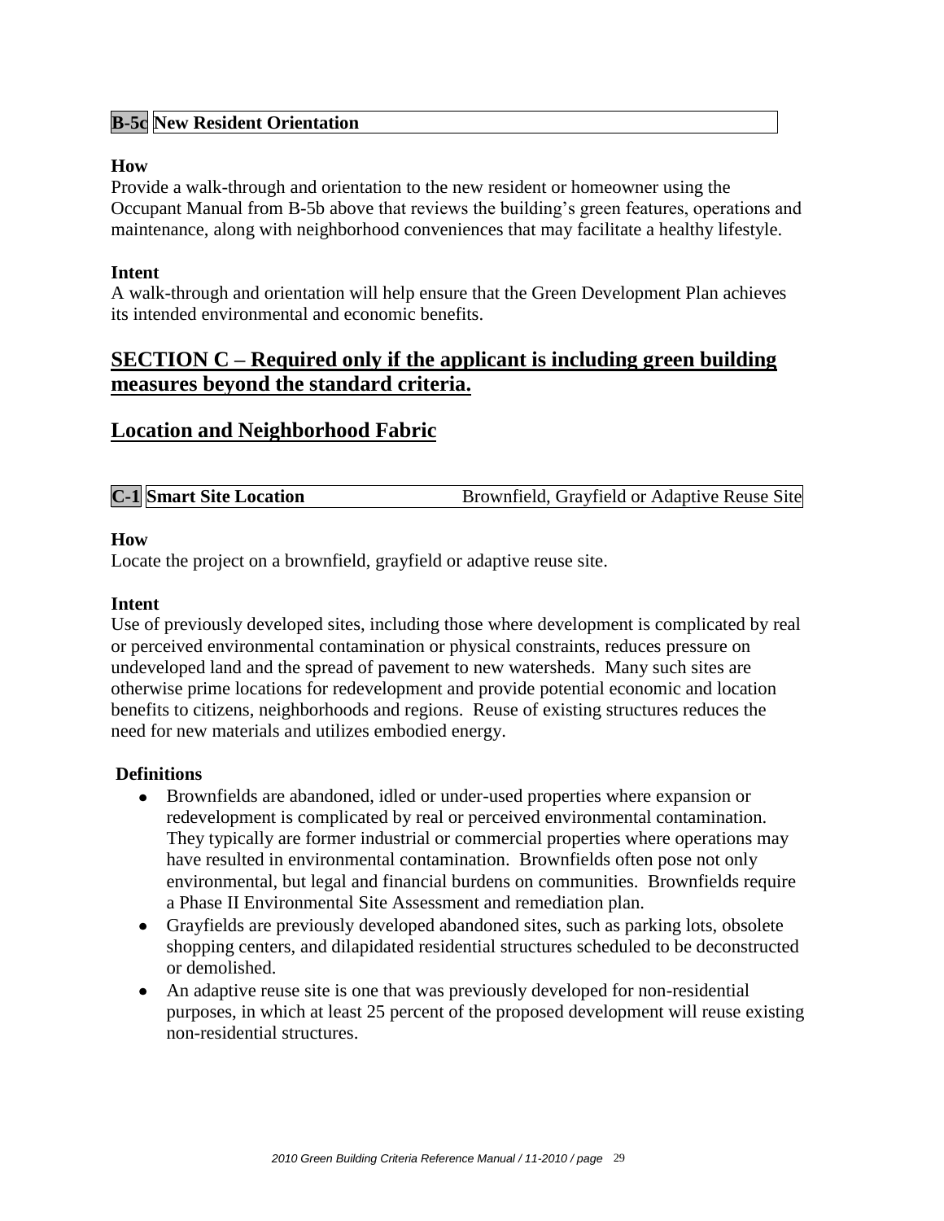**B-5c New Resident Orientation**

**How**

Provide a walk-through and orientation to the new resident or homeowner using the Occupant Manual from B-5b above that reviews the building's green features, operations and maintenance, along with neighborhood conveniences that may facilitate a healthy lifestyle.

**Intent**

A walk-through and orientation will help ensure that the Green Development Plan achieves its intended environmental and economic benefits.

## SECTION C – Required only if the applicant is including green building measures beyond the standard criteria.

## Location and Neighborhood Fabric

**C-1 Smart Site Location** Brownfield, Grayfield or Adaptive Reuse Site

**How**

Locate the project on a brownfield, grayfield or adaptive reuse site.

**Intent**

Use of previously developed sites, including those where development is complicated by real or perceived environmental contamination or physical constraints, reduces pressure on undeveloped land and the spread of pavement to new watersheds. Many such sites are otherwise prime locations for redevelopment and provide potential economic and location benefits to citizens, neighborhoods and regions. Reuse of existing structures reduces the need for new materials and utilizes embodied energy.

**Definitions**

- Brownfields are abandoned, idled or under-used properties where expansion or redevelopment is complicated by real or perceived environmental contamination. They typically are former industrial or commercial properties where operations may have resulted in environmental contamination. Brownfields often pose not only environmental, but legal and financial burdens on communities. Brownfields require a Phase II Environmental Site Assessment and remediation plan.
- Grayfields are previously developed abandoned sites, such as parking lots, obsolete shopping centers, and dilapidated residential structures scheduled to be deconstructed or demolished.
- An adaptive reuse site is one that was previously developed for non-residential purposes, in which at least 25 percent of the proposed development will reuse existing non-residential structures.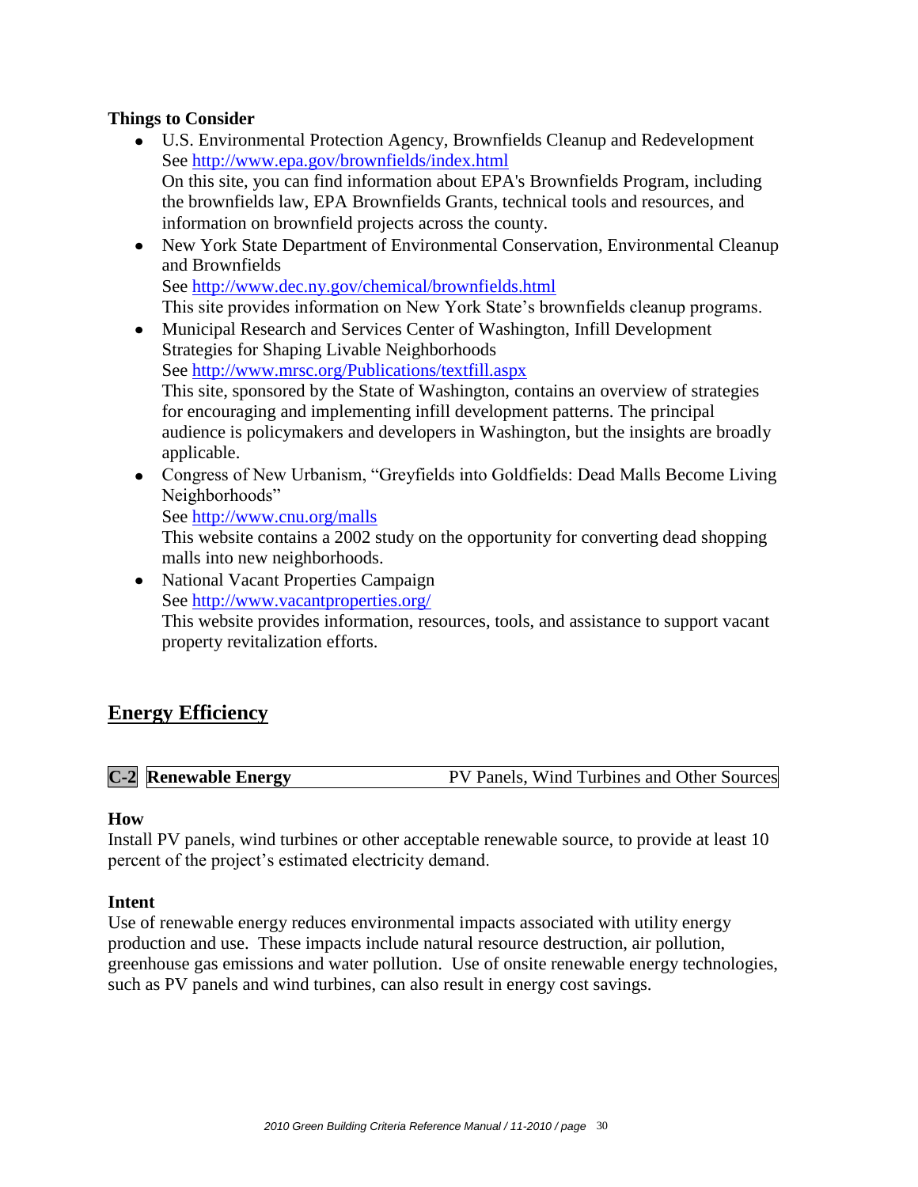**Things to Consider**

- U.S. Environmental Protection Agency, Brownfields Cleanup and Redevelopment  
  See http://www.epa.gov/brownfields/index.html  
  On this site, you can find information about EPA's Brownfields Program, including the brownfields law, EPA Brownfields Grants, technical tools and resources, and information on brownfield projects across the county.
- New York State Department of Environmental Conservation, Environmental Cleanup and Brownfields  
  See http://www.dec.ny.gov/chemical/brownfields.html  
  This site provides information on New York State's brownfields cleanup programs.
- Municipal Research and Services Center of Washington, Infill Development Strategies for Shaping Livable Neighborhoods  
  See http://www.mrsc.org/Publications/textfill.aspx  
  This site, sponsored by the State of Washington, contains an overview of strategies for encouraging and implementing infill development patterns. The principal audience is policymakers and developers in Washington, but the insights are broadly applicable.
- Congress of New Urbanism, "Greyfields into Goldfields: Dead Malls Become Living Neighborhoods"  
  See http://www.cnu.org/malls  
  This website contains a 2002 study on the opportunity for converting dead shopping malls into new neighborhoods.
- National Vacant Properties Campaign  
  See http://www.vacantproperties.org/  
  This website provides information, resources, tools, and assistance to support vacant property revitalization efforts.

## Energy Efficiency

### C-2 Renewable Energy — PV Panels, Wind Turbines and Other Sources

**How**

Install PV panels, wind turbines or other acceptable renewable source, to provide at least 10 percent of the project's estimated electricity demand.

**Intent**

Use of renewable energy reduces environmental impacts associated with utility energy production and use. These impacts include natural resource destruction, air pollution, greenhouse gas emissions and water pollution. Use of onsite renewable energy technologies, such as PV panels and wind turbines, can also result in energy cost savings.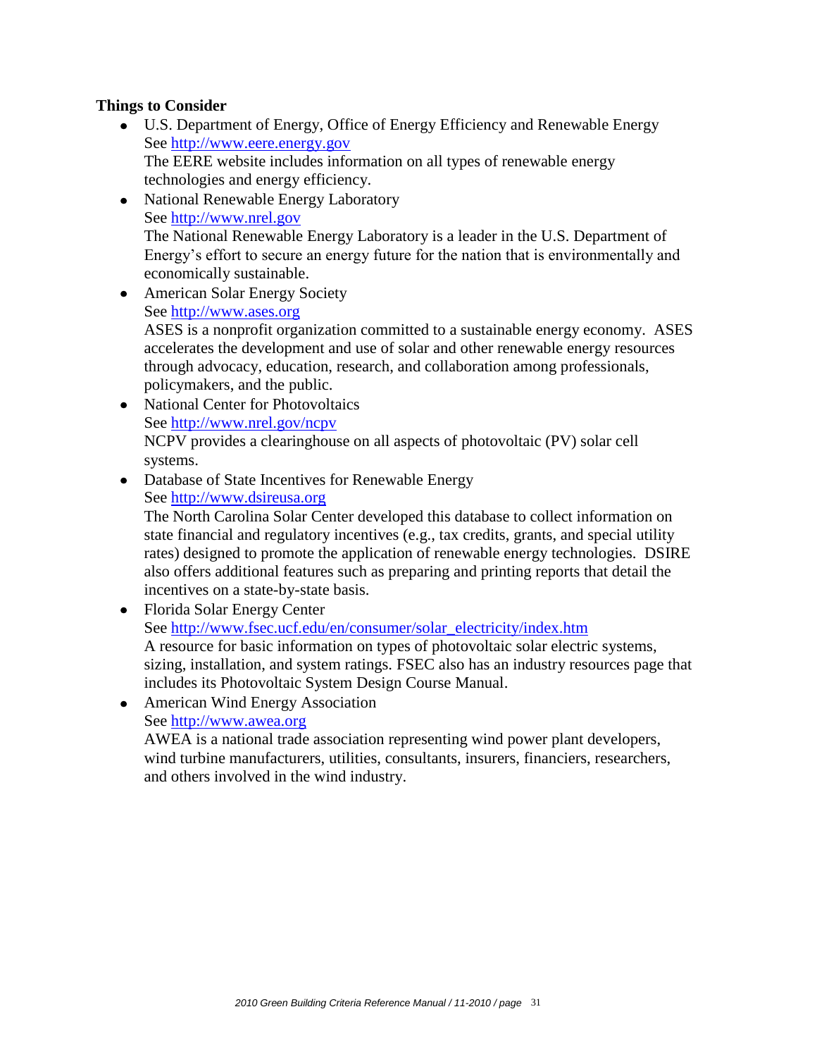**Things to Consider**

- U.S. Department of Energy, Office of Energy Efficiency and Renewable Energy
  See http://www.eere.energy.gov
  The EERE website includes information on all types of renewable energy technologies and energy efficiency.
- National Renewable Energy Laboratory
  See http://www.nrel.gov
  The National Renewable Energy Laboratory is a leader in the U.S. Department of Energy's effort to secure an energy future for the nation that is environmentally and economically sustainable.
- American Solar Energy Society
  See http://www.ases.org
  ASES is a nonprofit organization committed to a sustainable energy economy. ASES accelerates the development and use of solar and other renewable energy resources through advocacy, education, research, and collaboration among professionals, policymakers, and the public.
- National Center for Photovoltaics
  See http://www.nrel.gov/ncpv
  NCPV provides a clearinghouse on all aspects of photovoltaic (PV) solar cell systems.
- Database of State Incentives for Renewable Energy
  See http://www.dsireusa.org
  The North Carolina Solar Center developed this database to collect information on state financial and regulatory incentives (e.g., tax credits, grants, and special utility rates) designed to promote the application of renewable energy technologies. DSIRE also offers additional features such as preparing and printing reports that detail the incentives on a state-by-state basis.
- Florida Solar Energy Center
  See http://www.fsec.ucf.edu/en/consumer/solar_electricity/index.htm
  A resource for basic information on types of photovoltaic solar electric systems, sizing, installation, and system ratings. FSEC also has an industry resources page that includes its Photovoltaic System Design Course Manual.
- American Wind Energy Association
  See http://www.awea.org
  AWEA is a national trade association representing wind power plant developers, wind turbine manufacturers, utilities, consultants, insurers, financiers, researchers, and others involved in the wind industry.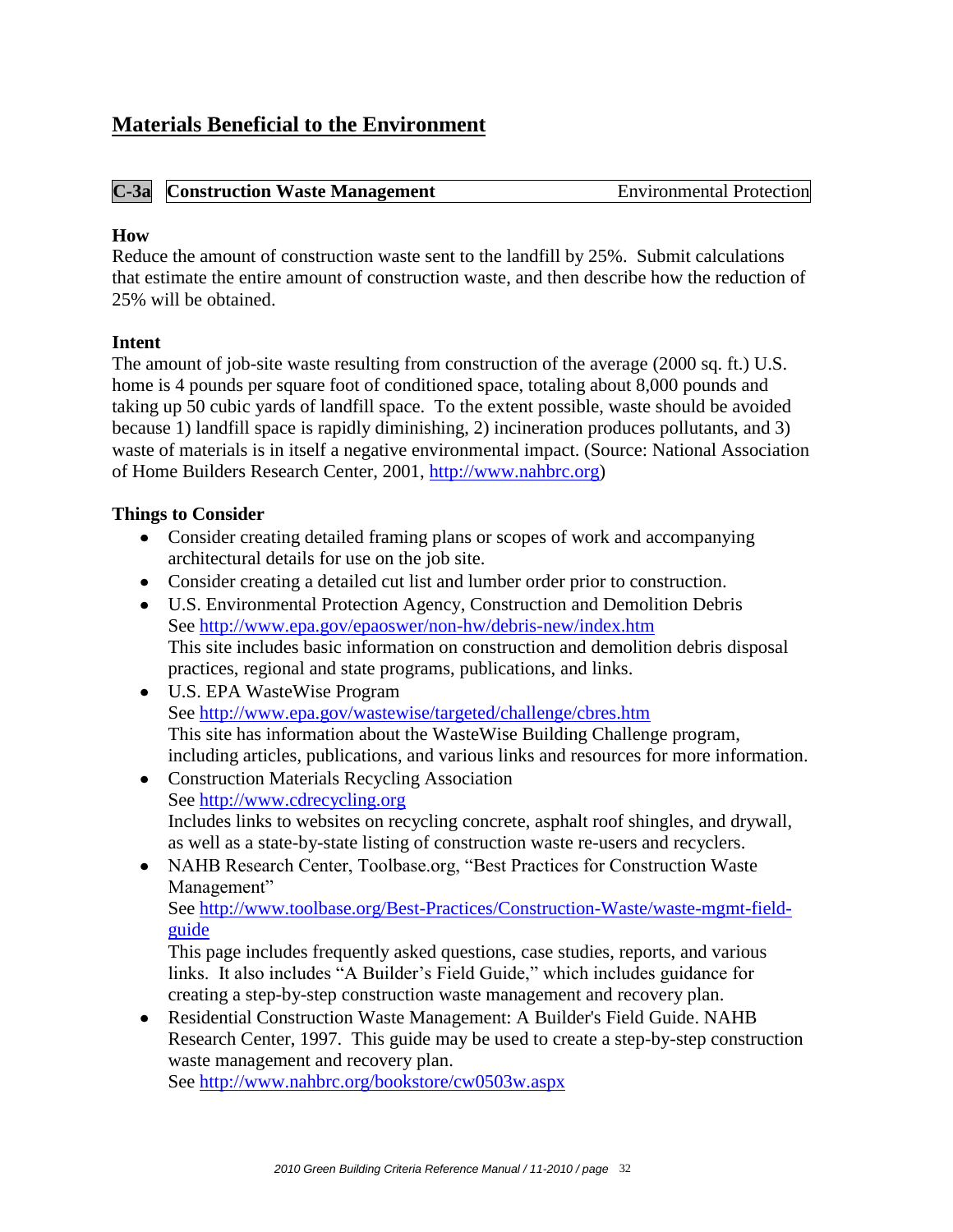## Materials Beneficial to the Environment

| C-3a | Construction Waste Management | Environmental Protection |
|---|---|---|

### How

Reduce the amount of construction waste sent to the landfill by 25%. Submit calculations that estimate the entire amount of construction waste, and then describe how the reduction of 25% will be obtained.

### Intent

The amount of job-site waste resulting from construction of the average (2000 sq. ft.) U.S. home is 4 pounds per square foot of conditioned space, totaling about 8,000 pounds and taking up 50 cubic yards of landfill space. To the extent possible, waste should be avoided because 1) landfill space is rapidly diminishing, 2) incineration produces pollutants, and 3) waste of materials is in itself a negative environmental impact. (Source: National Association of Home Builders Research Center, 2001, http://www.nahbrc.org)

### Things to Consider

- Consider creating detailed framing plans or scopes of work and accompanying architectural details for use on the job site.
- Consider creating a detailed cut list and lumber order prior to construction.
- U.S. Environmental Protection Agency, Construction and Demolition Debris
  See http://www.epa.gov/epaoswer/non-hw/debris-new/index.htm
  This site includes basic information on construction and demolition debris disposal practices, regional and state programs, publications, and links.
- U.S. EPA WasteWise Program
  See http://www.epa.gov/wastewise/targeted/challenge/cbres.htm
  This site has information about the WasteWise Building Challenge program, including articles, publications, and various links and resources for more information.
- Construction Materials Recycling Association
  See http://www.cdrecycling.org
  Includes links to websites on recycling concrete, asphalt roof shingles, and drywall, as well as a state-by-state listing of construction waste re-users and recyclers.
- NAHB Research Center, Toolbase.org, "Best Practices for Construction Waste Management"
  See http://www.toolbase.org/Best-Practices/Construction-Waste/waste-mgmt-field-guide
  This page includes frequently asked questions, case studies, reports, and various links. It also includes "A Builder's Field Guide," which includes guidance for creating a step-by-step construction waste management and recovery plan.
- Residential Construction Waste Management: A Builder's Field Guide. NAHB Research Center, 1997. This guide may be used to create a step-by-step construction waste management and recovery plan.
  See http://www.nahbrc.org/bookstore/cw0503w.aspx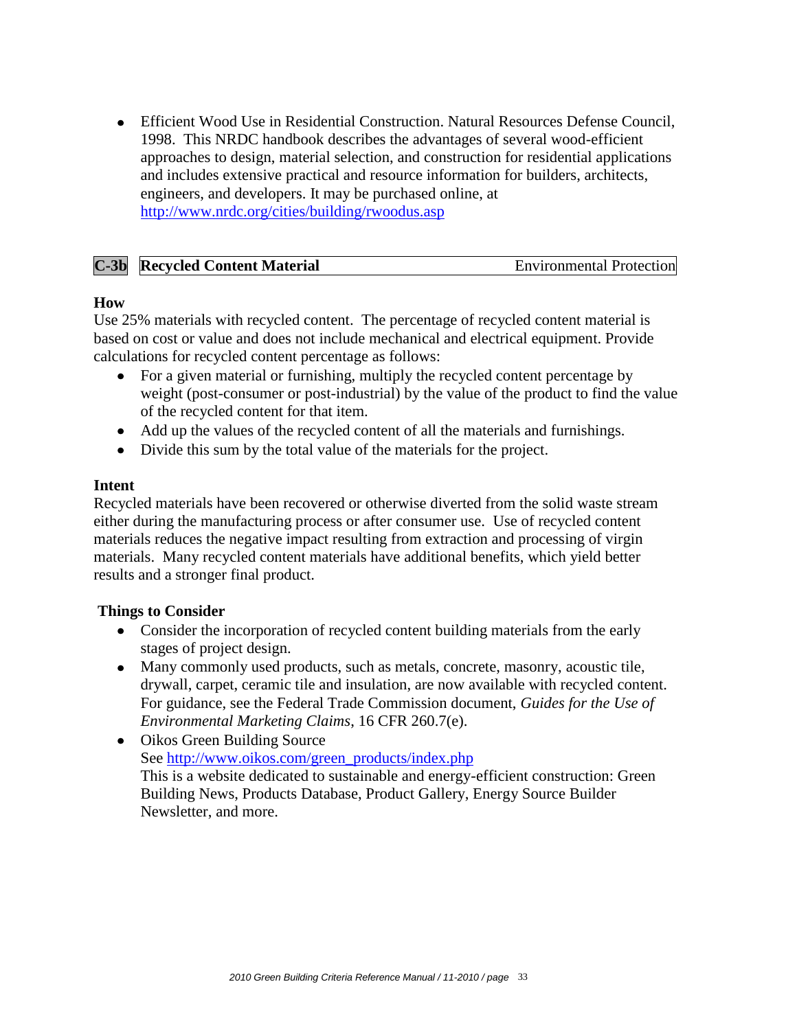- Efficient Wood Use in Residential Construction. Natural Resources Defense Council, 1998. This NRDC handbook describes the advantages of several wood-efficient approaches to design, material selection, and construction for residential applications and includes extensive practical and resource information for builders, architects, engineers, and developers. It may be purchased online, at http://www.nrdc.org/cities/building/rwoodus.asp

| **C-3b** | **Recycled Content Material** | Environmental Protection |
|---|---|---|

**How**

Use 25% materials with recycled content. The percentage of recycled content material is based on cost or value and does not include mechanical and electrical equipment. Provide calculations for recycled content percentage as follows:

- For a given material or furnishing, multiply the recycled content percentage by weight (post-consumer or post-industrial) by the value of the product to find the value of the recycled content for that item.
- Add up the values of the recycled content of all the materials and furnishings.
- Divide this sum by the total value of the materials for the project.

**Intent**

Recycled materials have been recovered or otherwise diverted from the solid waste stream either during the manufacturing process or after consumer use. Use of recycled content materials reduces the negative impact resulting from extraction and processing of virgin materials. Many recycled content materials have additional benefits, which yield better results and a stronger final product.

**Things to Consider**

- Consider the incorporation of recycled content building materials from the early stages of project design.
- Many commonly used products, such as metals, concrete, masonry, acoustic tile, drywall, carpet, ceramic tile and insulation, are now available with recycled content. For guidance, see the Federal Trade Commission document, *Guides for the Use of Environmental Marketing Claims*, 16 CFR 260.7(e).
- Oikos Green Building Source
  See http://www.oikos.com/green_products/index.php
  This is a website dedicated to sustainable and energy-efficient construction: Green Building News, Products Database, Product Gallery, Energy Source Builder Newsletter, and more.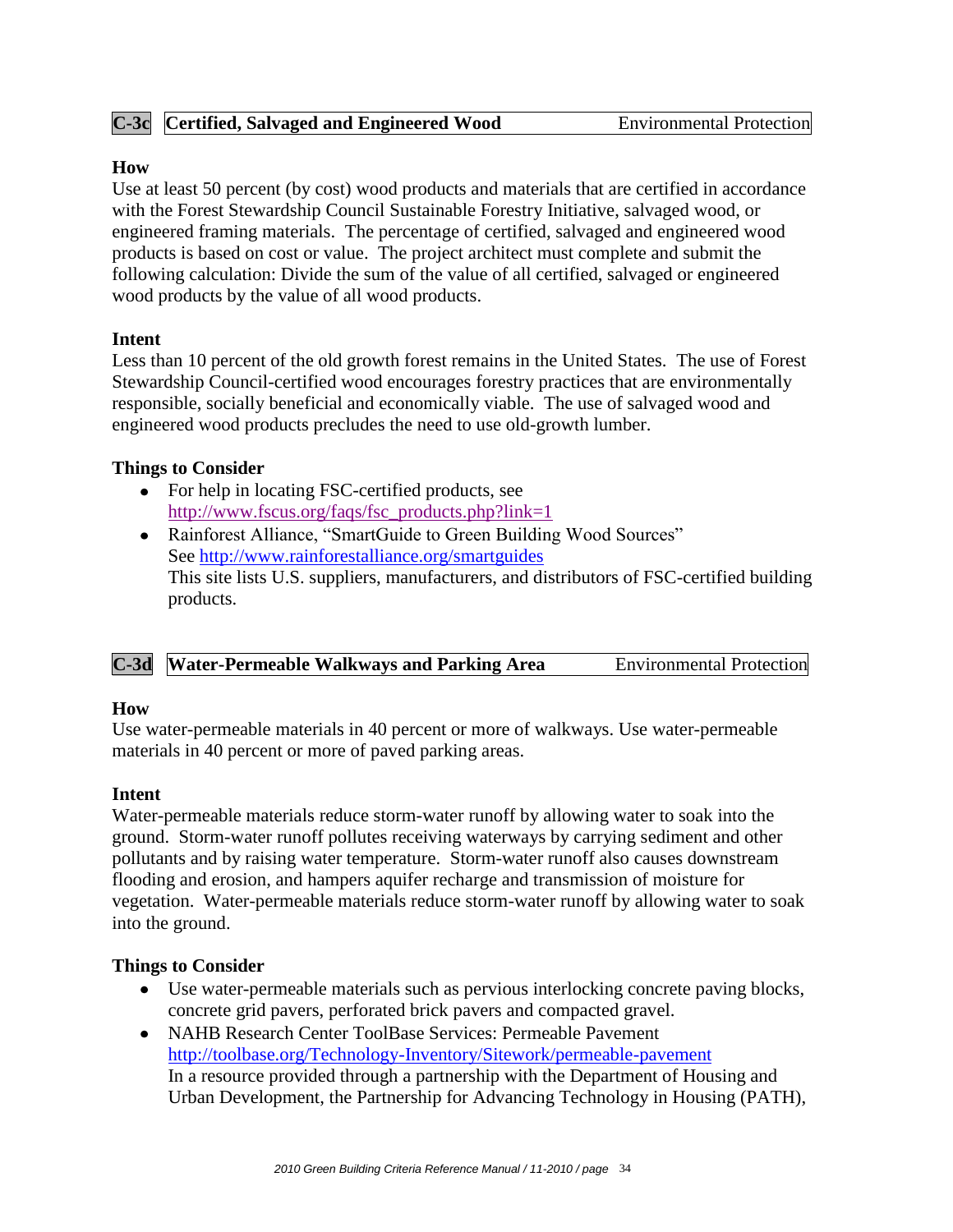## C-3c Certified, Salvaged and Engineered Wood — Environmental Protection

### How

Use at least 50 percent (by cost) wood products and materials that are certified in accordance with the Forest Stewardship Council Sustainable Forestry Initiative, salvaged wood, or engineered framing materials. The percentage of certified, salvaged and engineered wood products is based on cost or value. The project architect must complete and submit the following calculation: Divide the sum of the value of all certified, salvaged or engineered wood products by the value of all wood products.

### Intent

Less than 10 percent of the old growth forest remains in the United States. The use of Forest Stewardship Council-certified wood encourages forestry practices that are environmentally responsible, socially beneficial and economically viable. The use of salvaged wood and engineered wood products precludes the need to use old-growth lumber.

### Things to Consider

- For help in locating FSC-certified products, see http://www.fscus.org/faqs/fsc_products.php?link=1
- Rainforest Alliance, "SmartGuide to Green Building Wood Sources"
  See http://www.rainforestalliance.org/smartguides
  This site lists U.S. suppliers, manufacturers, and distributors of FSC-certified building products.

## C-3d Water-Permeable Walkways and Parking Area — Environmental Protection

### How

Use water-permeable materials in 40 percent or more of walkways. Use water-permeable materials in 40 percent or more of paved parking areas.

### Intent

Water-permeable materials reduce storm-water runoff by allowing water to soak into the ground. Storm-water runoff pollutes receiving waterways by carrying sediment and other pollutants and by raising water temperature. Storm-water runoff also causes downstream flooding and erosion, and hampers aquifer recharge and transmission of moisture for vegetation. Water-permeable materials reduce storm-water runoff by allowing water to soak into the ground.

### Things to Consider

- Use water-permeable materials such as pervious interlocking concrete paving blocks, concrete grid pavers, perforated brick pavers and compacted gravel.
- NAHB Research Center ToolBase Services: Permeable Pavement
  http://toolbase.org/Technology-Inventory/Sitework/permeable-pavement
  In a resource provided through a partnership with the Department of Housing and Urban Development, the Partnership for Advancing Technology in Housing (PATH),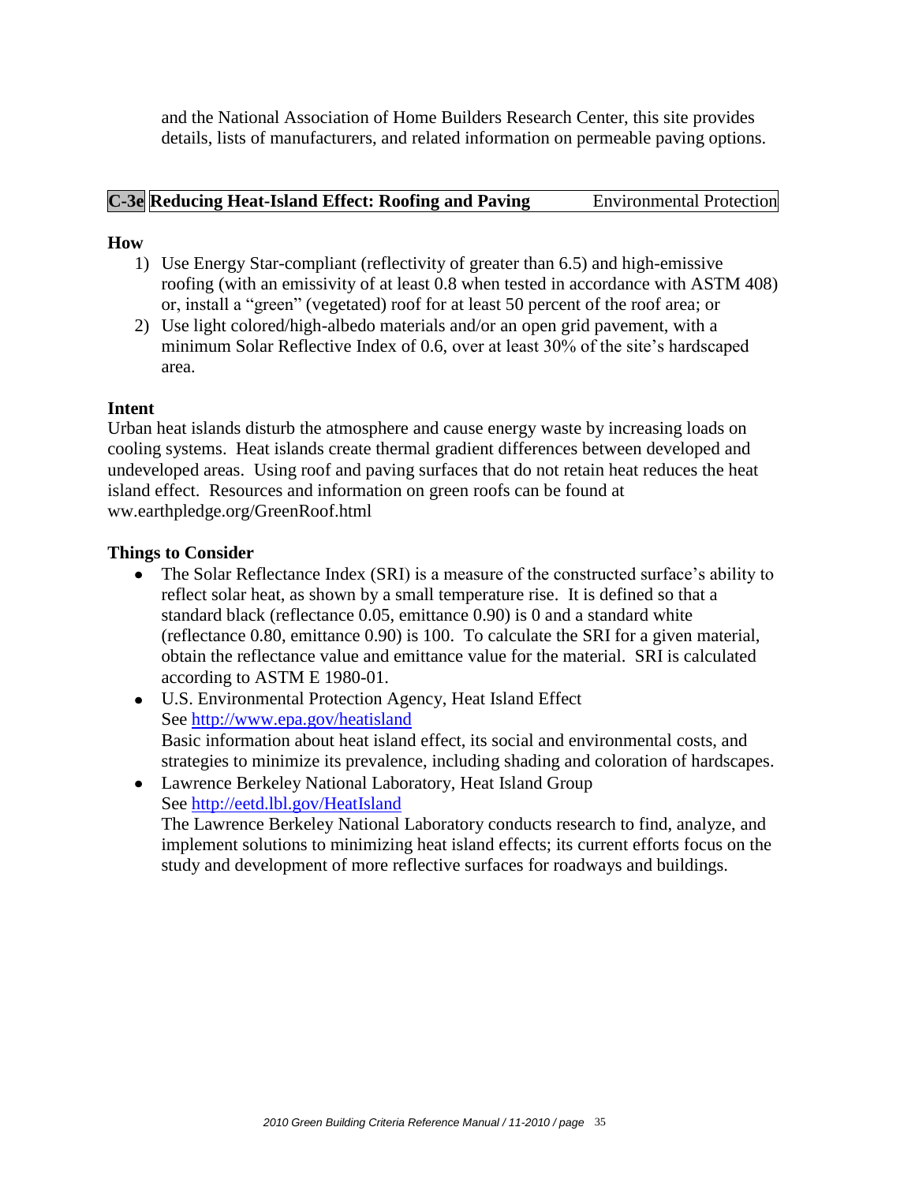and the National Association of Home Builders Research Center, this site provides details, lists of manufacturers, and related information on permeable paving options.

## C-3e Reducing Heat-Island Effect: Roofing and Paving — Environmental Protection

**How**

1) Use Energy Star-compliant (reflectivity of greater than 6.5) and high-emissive roofing (with an emissivity of at least 0.8 when tested in accordance with ASTM 408) or, install a "green" (vegetated) roof for at least 50 percent of the roof area; or
2) Use light colored/high-albedo materials and/or an open grid pavement, with a minimum Solar Reflective Index of 0.6, over at least 30% of the site's hardscaped area.

**Intent**

Urban heat islands disturb the atmosphere and cause energy waste by increasing loads on cooling systems. Heat islands create thermal gradient differences between developed and undeveloped areas. Using roof and paving surfaces that do not retain heat reduces the heat island effect. Resources and information on green roofs can be found at ww.earthpledge.org/GreenRoof.html

**Things to Consider**

- The Solar Reflectance Index (SRI) is a measure of the constructed surface's ability to reflect solar heat, as shown by a small temperature rise. It is defined so that a standard black (reflectance 0.05, emittance 0.90) is 0 and a standard white (reflectance 0.80, emittance 0.90) is 100. To calculate the SRI for a given material, obtain the reflectance value and emittance value for the material. SRI is calculated according to ASTM E 1980-01.
- U.S. Environmental Protection Agency, Heat Island Effect
  See http://www.epa.gov/heatisland
  Basic information about heat island effect, its social and environmental costs, and strategies to minimize its prevalence, including shading and coloration of hardscapes.
- Lawrence Berkeley National Laboratory, Heat Island Group
  See http://eetd.lbl.gov/HeatIsland
  The Lawrence Berkeley National Laboratory conducts research to find, analyze, and implement solutions to minimizing heat island effects; its current efforts focus on the study and development of more reflective surfaces for roadways and buildings.